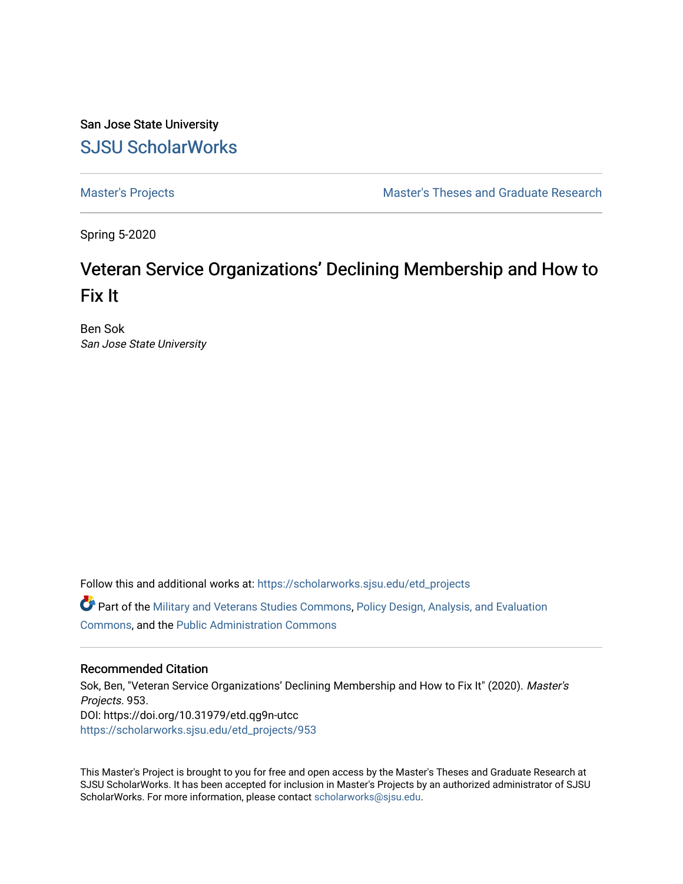San Jose State University

[SJSU ScholarWorks](https://scholarworks.sjsu.edu/)

[Master's Projects](https://scholarworks.sjsu.edu/etd_projects) | [Master's Theses and Graduate Research](https://scholarworks.sjsu.edu/etd)

Spring 5-2020

# Veteran Service Organizations' Declining Membership and How to Fix It

Ben Sok
*San Jose State University*

Follow this and additional works at: https://scholarworks.sjsu.edu/etd_projects

Part of the Military and Veterans Studies Commons, Policy Design, Analysis, and Evaluation Commons, and the Public Administration Commons

## Recommended Citation

Sok, Ben, "Veteran Service Organizations' Declining Membership and How to Fix It" (2020). *Master's Projects*. 953.
DOI: https://doi.org/10.31979/etd.qg9n-utcc
https://scholarworks.sjsu.edu/etd_projects/953

This Master's Project is brought to you for free and open access by the Master's Theses and Graduate Research at SJSU ScholarWorks. It has been accepted for inclusion in Master's Projects by an authorized administrator of SJSU ScholarWorks. For more information, please contact scholarworks@sjsu.edu.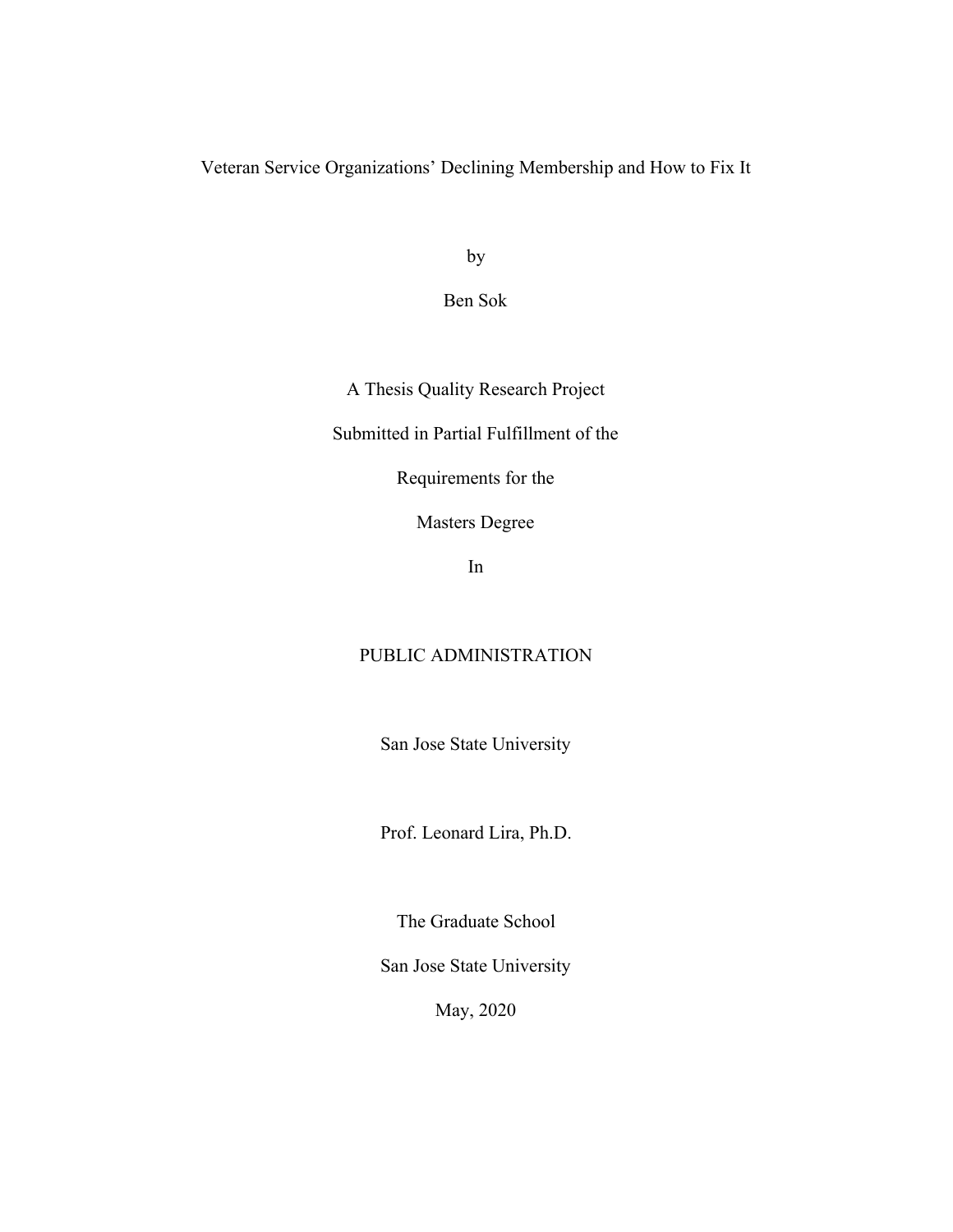# Veteran Service Organizations' Declining Membership and How to Fix It

by

Ben Sok

A Thesis Quality Research Project

Submitted in Partial Fulfillment of the

Requirements for the

Masters Degree

In

PUBLIC ADMINISTRATION

San Jose State University

Prof. Leonard Lira, Ph.D.

The Graduate School

San Jose State University

May, 2020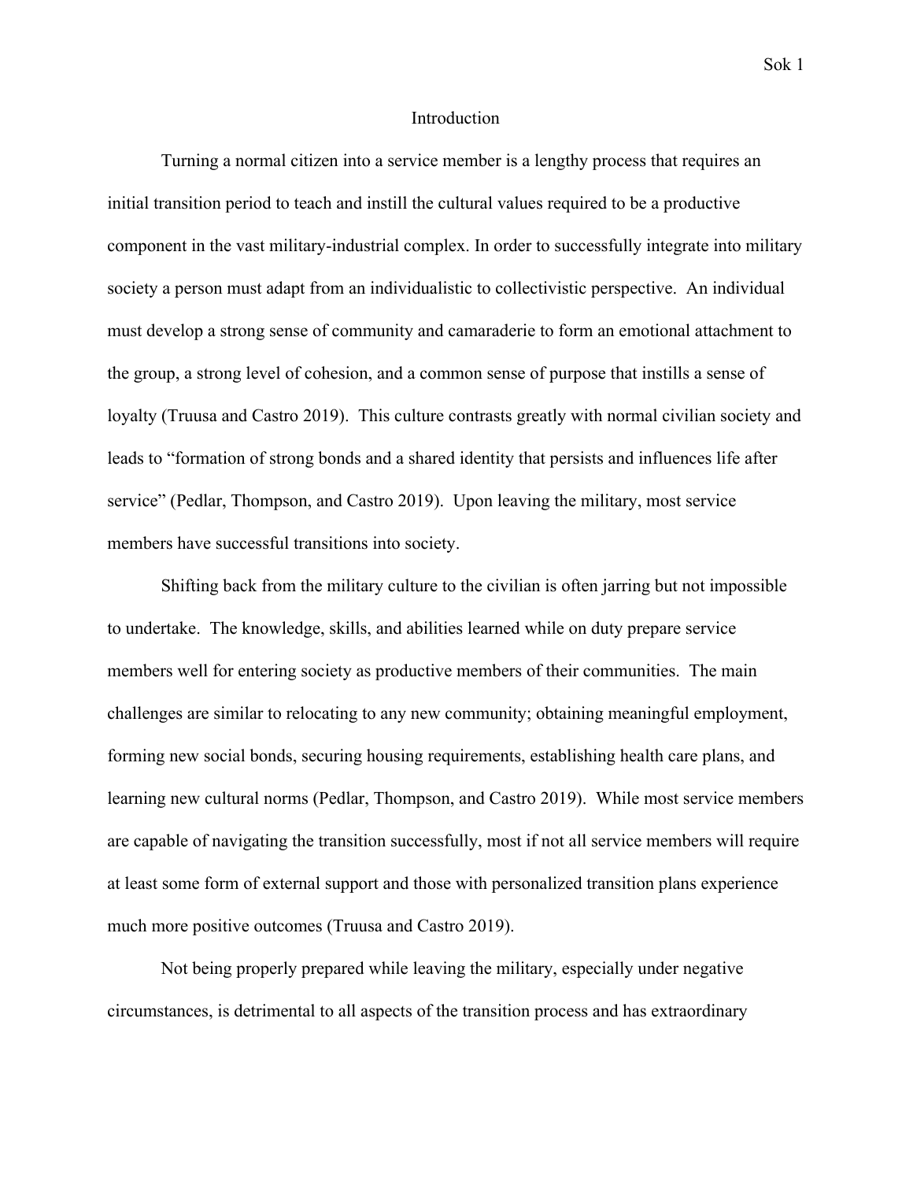# Introduction

Turning a normal citizen into a service member is a lengthy process that requires an initial transition period to teach and instill the cultural values required to be a productive component in the vast military-industrial complex. In order to successfully integrate into military society a person must adapt from an individualistic to collectivistic perspective. An individual must develop a strong sense of community and camaraderie to form an emotional attachment to the group, a strong level of cohesion, and a common sense of purpose that instills a sense of loyalty (Truusa and Castro 2019). This culture contrasts greatly with normal civilian society and leads to "formation of strong bonds and a shared identity that persists and influences life after service" (Pedlar, Thompson, and Castro 2019). Upon leaving the military, most service members have successful transitions into society.

Shifting back from the military culture to the civilian is often jarring but not impossible to undertake. The knowledge, skills, and abilities learned while on duty prepare service members well for entering society as productive members of their communities. The main challenges are similar to relocating to any new community; obtaining meaningful employment, forming new social bonds, securing housing requirements, establishing health care plans, and learning new cultural norms (Pedlar, Thompson, and Castro 2019). While most service members are capable of navigating the transition successfully, most if not all service members will require at least some form of external support and those with personalized transition plans experience much more positive outcomes (Truusa and Castro 2019).

Not being properly prepared while leaving the military, especially under negative circumstances, is detrimental to all aspects of the transition process and has extraordinary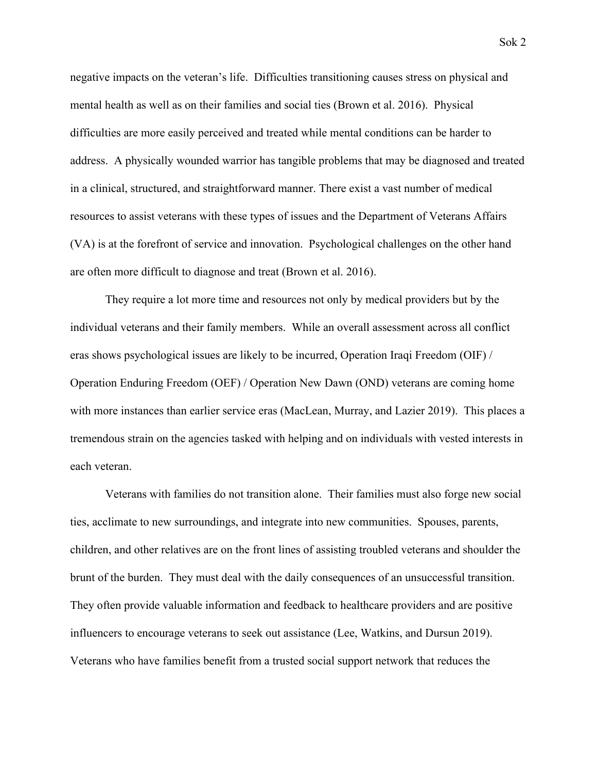negative impacts on the veteran's life. Difficulties transitioning causes stress on physical and mental health as well as on their families and social ties (Brown et al. 2016). Physical difficulties are more easily perceived and treated while mental conditions can be harder to address. A physically wounded warrior has tangible problems that may be diagnosed and treated in a clinical, structured, and straightforward manner. There exist a vast number of medical resources to assist veterans with these types of issues and the Department of Veterans Affairs (VA) is at the forefront of service and innovation. Psychological challenges on the other hand are often more difficult to diagnose and treat (Brown et al. 2016).

They require a lot more time and resources not only by medical providers but by the individual veterans and their family members. While an overall assessment across all conflict eras shows psychological issues are likely to be incurred, Operation Iraqi Freedom (OIF) / Operation Enduring Freedom (OEF) / Operation New Dawn (OND) veterans are coming home with more instances than earlier service eras (MacLean, Murray, and Lazier 2019). This places a tremendous strain on the agencies tasked with helping and on individuals with vested interests in each veteran.

Veterans with families do not transition alone. Their families must also forge new social ties, acclimate to new surroundings, and integrate into new communities. Spouses, parents, children, and other relatives are on the front lines of assisting troubled veterans and shoulder the brunt of the burden. They must deal with the daily consequences of an unsuccessful transition. They often provide valuable information and feedback to healthcare providers and are positive influencers to encourage veterans to seek out assistance (Lee, Watkins, and Dursun 2019). Veterans who have families benefit from a trusted social support network that reduces the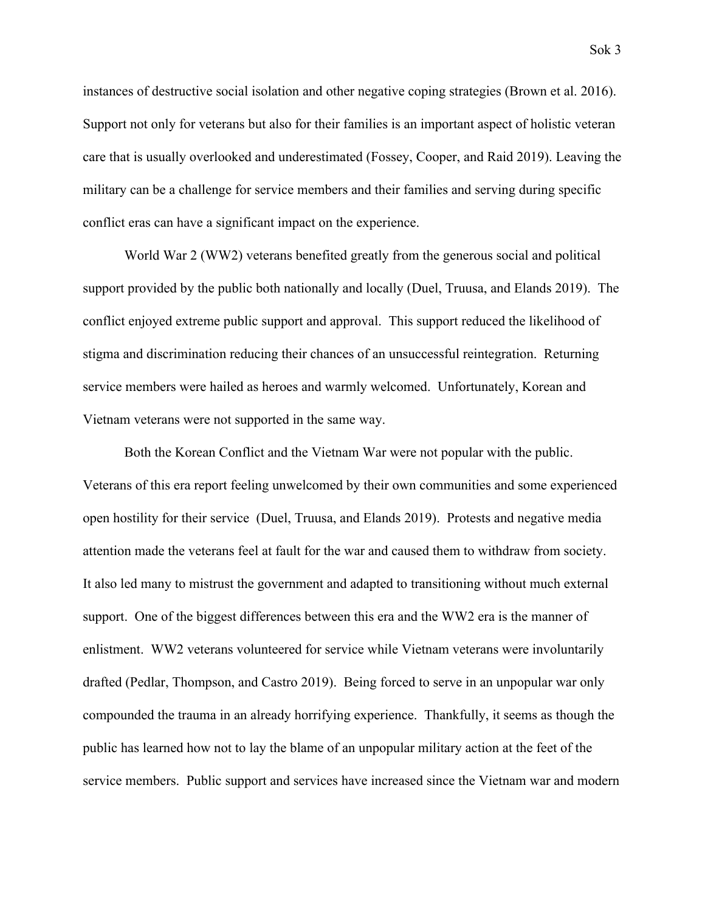instances of destructive social isolation and other negative coping strategies (Brown et al. 2016). Support not only for veterans but also for their families is an important aspect of holistic veteran care that is usually overlooked and underestimated (Fossey, Cooper, and Raid 2019). Leaving the military can be a challenge for service members and their families and serving during specific conflict eras can have a significant impact on the experience.

World War 2 (WW2) veterans benefited greatly from the generous social and political support provided by the public both nationally and locally (Duel, Truusa, and Elands 2019). The conflict enjoyed extreme public support and approval. This support reduced the likelihood of stigma and discrimination reducing their chances of an unsuccessful reintegration. Returning service members were hailed as heroes and warmly welcomed. Unfortunately, Korean and Vietnam veterans were not supported in the same way.

Both the Korean Conflict and the Vietnam War were not popular with the public. Veterans of this era report feeling unwelcomed by their own communities and some experienced open hostility for their service (Duel, Truusa, and Elands 2019). Protests and negative media attention made the veterans feel at fault for the war and caused them to withdraw from society. It also led many to mistrust the government and adapted to transitioning without much external support. One of the biggest differences between this era and the WW2 era is the manner of enlistment. WW2 veterans volunteered for service while Vietnam veterans were involuntarily drafted (Pedlar, Thompson, and Castro 2019). Being forced to serve in an unpopular war only compounded the trauma in an already horrifying experience. Thankfully, it seems as though the public has learned how not to lay the blame of an unpopular military action at the feet of the service members. Public support and services have increased since the Vietnam war and modern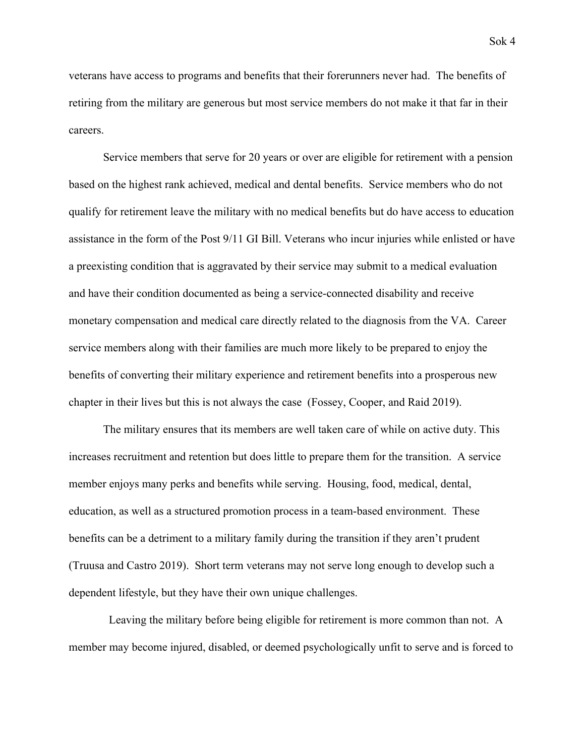veterans have access to programs and benefits that their forerunners never had. The benefits of retiring from the military are generous but most service members do not make it that far in their careers.

Service members that serve for 20 years or over are eligible for retirement with a pension based on the highest rank achieved, medical and dental benefits. Service members who do not qualify for retirement leave the military with no medical benefits but do have access to education assistance in the form of the Post 9/11 GI Bill. Veterans who incur injuries while enlisted or have a preexisting condition that is aggravated by their service may submit to a medical evaluation and have their condition documented as being a service-connected disability and receive monetary compensation and medical care directly related to the diagnosis from the VA. Career service members along with their families are much more likely to be prepared to enjoy the benefits of converting their military experience and retirement benefits into a prosperous new chapter in their lives but this is not always the case (Fossey, Cooper, and Raid 2019).

The military ensures that its members are well taken care of while on active duty. This increases recruitment and retention but does little to prepare them for the transition. A service member enjoys many perks and benefits while serving. Housing, food, medical, dental, education, as well as a structured promotion process in a team-based environment. These benefits can be a detriment to a military family during the transition if they aren't prudent (Truusa and Castro 2019). Short term veterans may not serve long enough to develop such a dependent lifestyle, but they have their own unique challenges.

Leaving the military before being eligible for retirement is more common than not. A member may become injured, disabled, or deemed psychologically unfit to serve and is forced to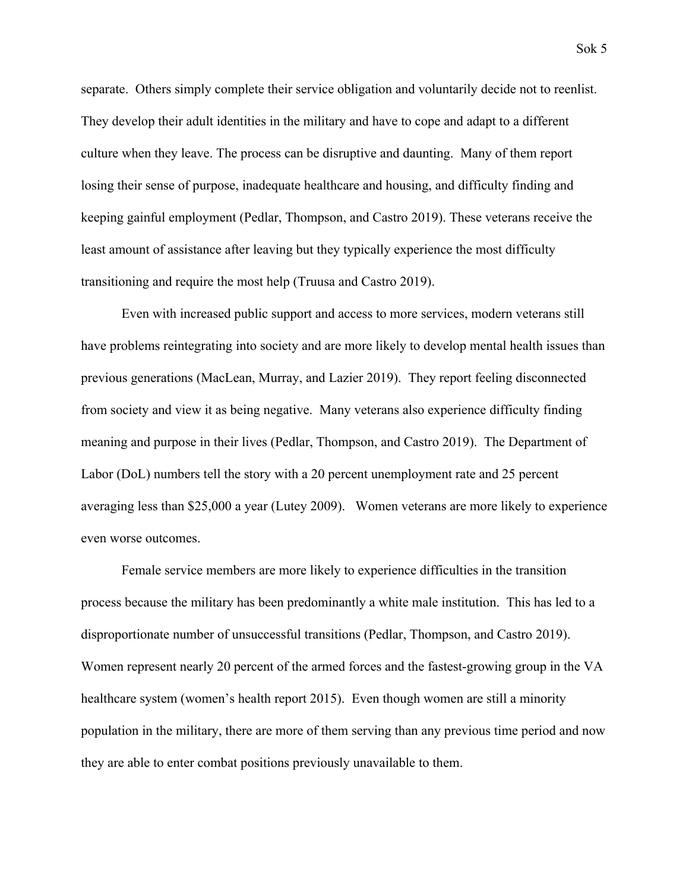separate. Others simply complete their service obligation and voluntarily decide not to reenlist. They develop their adult identities in the military and have to cope and adapt to a different culture when they leave. The process can be disruptive and daunting. Many of them report losing their sense of purpose, inadequate healthcare and housing, and difficulty finding and keeping gainful employment (Pedlar, Thompson, and Castro 2019). These veterans receive the least amount of assistance after leaving but they typically experience the most difficulty transitioning and require the most help (Truusa and Castro 2019).

Even with increased public support and access to more services, modern veterans still have problems reintegrating into society and are more likely to develop mental health issues than previous generations (MacLean, Murray, and Lazier 2019). They report feeling disconnected from society and view it as being negative. Many veterans also experience difficulty finding meaning and purpose in their lives (Pedlar, Thompson, and Castro 2019). The Department of Labor (DoL) numbers tell the story with a 20 percent unemployment rate and 25 percent averaging less than $25,000 a year (Lutey 2009). Women veterans are more likely to experience even worse outcomes.

Female service members are more likely to experience difficulties in the transition process because the military has been predominantly a white male institution. This has led to a disproportionate number of unsuccessful transitions (Pedlar, Thompson, and Castro 2019). Women represent nearly 20 percent of the armed forces and the fastest-growing group in the VA healthcare system (women's health report 2015). Even though women are still a minority population in the military, there are more of them serving than any previous time period and now they are able to enter combat positions previously unavailable to them.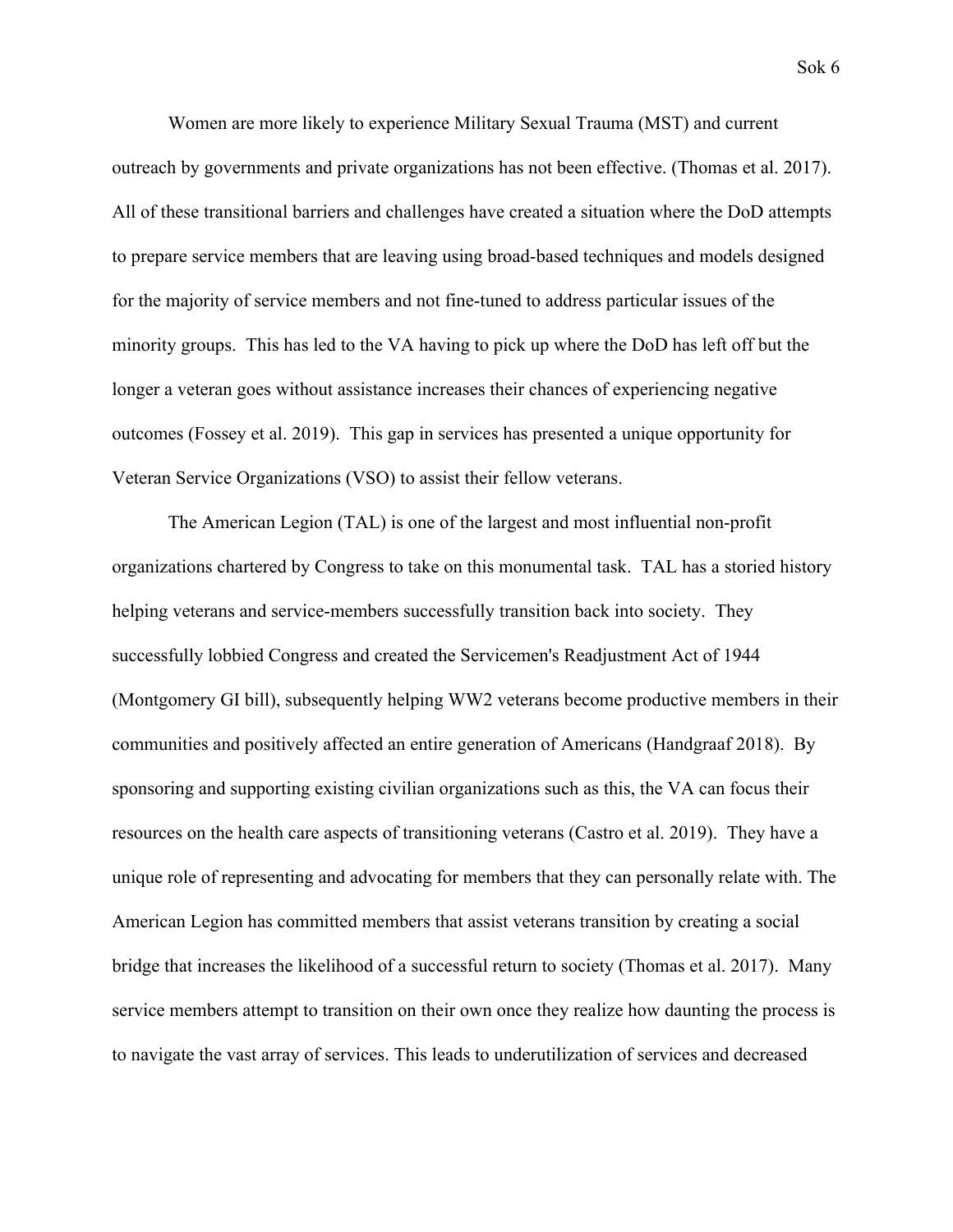Women are more likely to experience Military Sexual Trauma (MST) and current outreach by governments and private organizations has not been effective. (Thomas et al. 2017). All of these transitional barriers and challenges have created a situation where the DoD attempts to prepare service members that are leaving using broad-based techniques and models designed for the majority of service members and not fine-tuned to address particular issues of the minority groups. This has led to the VA having to pick up where the DoD has left off but the longer a veteran goes without assistance increases their chances of experiencing negative outcomes (Fossey et al. 2019). This gap in services has presented a unique opportunity for Veteran Service Organizations (VSO) to assist their fellow veterans.

The American Legion (TAL) is one of the largest and most influential non-profit organizations chartered by Congress to take on this monumental task. TAL has a storied history helping veterans and service-members successfully transition back into society. They successfully lobbied Congress and created the Servicemen's Readjustment Act of 1944 (Montgomery GI bill), subsequently helping WW2 veterans become productive members in their communities and positively affected an entire generation of Americans (Handgraaf 2018). By sponsoring and supporting existing civilian organizations such as this, the VA can focus their resources on the health care aspects of transitioning veterans (Castro et al. 2019). They have a unique role of representing and advocating for members that they can personally relate with. The American Legion has committed members that assist veterans transition by creating a social bridge that increases the likelihood of a successful return to society (Thomas et al. 2017). Many service members attempt to transition on their own once they realize how daunting the process is to navigate the vast array of services. This leads to underutilization of services and decreased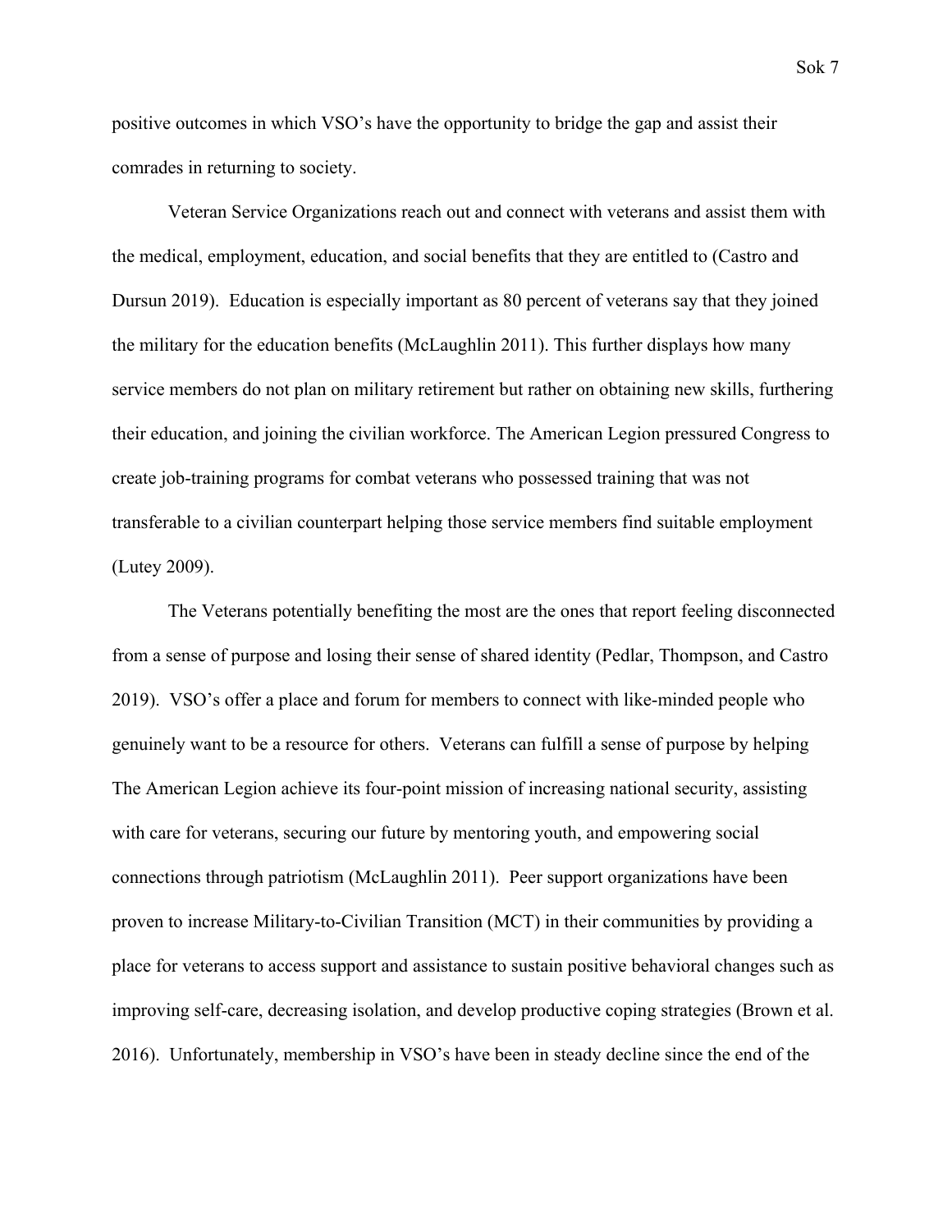positive outcomes in which VSO's have the opportunity to bridge the gap and assist their comrades in returning to society.

Veteran Service Organizations reach out and connect with veterans and assist them with the medical, employment, education, and social benefits that they are entitled to (Castro and Dursun 2019). Education is especially important as 80 percent of veterans say that they joined the military for the education benefits (McLaughlin 2011). This further displays how many service members do not plan on military retirement but rather on obtaining new skills, furthering their education, and joining the civilian workforce. The American Legion pressured Congress to create job-training programs for combat veterans who possessed training that was not transferable to a civilian counterpart helping those service members find suitable employment (Lutey 2009).

The Veterans potentially benefiting the most are the ones that report feeling disconnected from a sense of purpose and losing their sense of shared identity (Pedlar, Thompson, and Castro 2019). VSO's offer a place and forum for members to connect with like-minded people who genuinely want to be a resource for others. Veterans can fulfill a sense of purpose by helping The American Legion achieve its four-point mission of increasing national security, assisting with care for veterans, securing our future by mentoring youth, and empowering social connections through patriotism (McLaughlin 2011). Peer support organizations have been proven to increase Military-to-Civilian Transition (MCT) in their communities by providing a place for veterans to access support and assistance to sustain positive behavioral changes such as improving self-care, decreasing isolation, and develop productive coping strategies (Brown et al. 2016). Unfortunately, membership in VSO's have been in steady decline since the end of the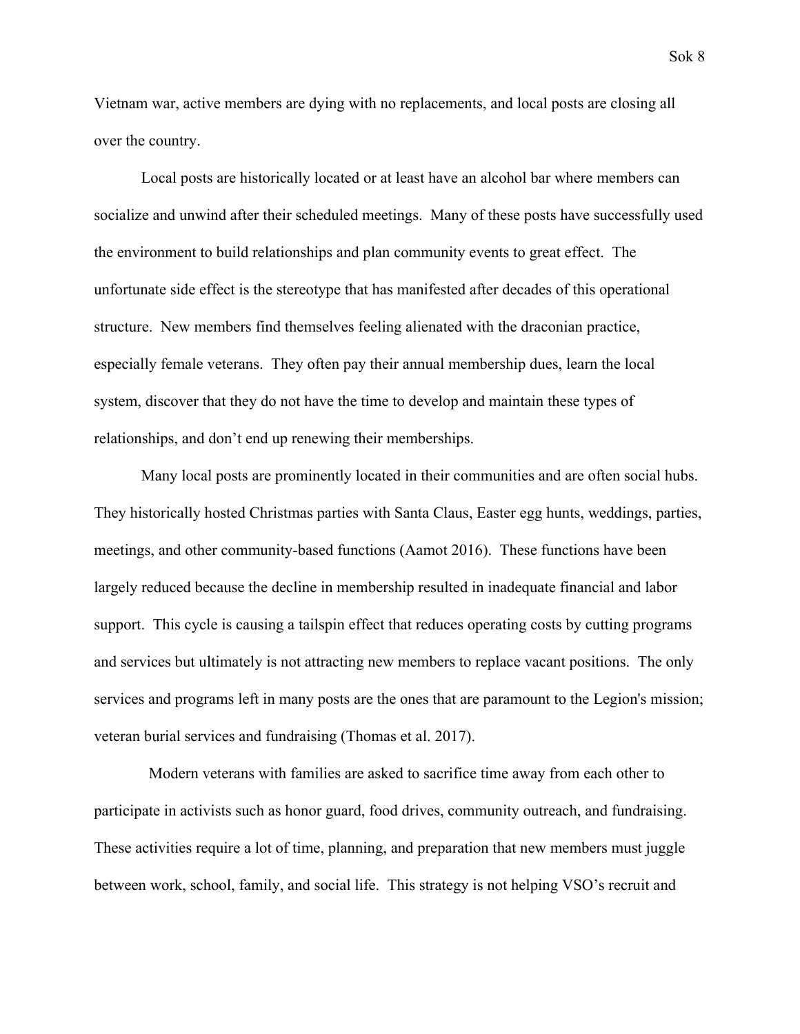Vietnam war, active members are dying with no replacements, and local posts are closing all over the country.

Local posts are historically located or at least have an alcohol bar where members can socialize and unwind after their scheduled meetings. Many of these posts have successfully used the environment to build relationships and plan community events to great effect. The unfortunate side effect is the stereotype that has manifested after decades of this operational structure. New members find themselves feeling alienated with the draconian practice, especially female veterans. They often pay their annual membership dues, learn the local system, discover that they do not have the time to develop and maintain these types of relationships, and don't end up renewing their memberships.

Many local posts are prominently located in their communities and are often social hubs. They historically hosted Christmas parties with Santa Claus, Easter egg hunts, weddings, parties, meetings, and other community-based functions (Aamot 2016). These functions have been largely reduced because the decline in membership resulted in inadequate financial and labor support. This cycle is causing a tailspin effect that reduces operating costs by cutting programs and services but ultimately is not attracting new members to replace vacant positions. The only services and programs left in many posts are the ones that are paramount to the Legion's mission; veteran burial services and fundraising (Thomas et al. 2017).

Modern veterans with families are asked to sacrifice time away from each other to participate in activists such as honor guard, food drives, community outreach, and fundraising. These activities require a lot of time, planning, and preparation that new members must juggle between work, school, family, and social life. This strategy is not helping VSO's recruit and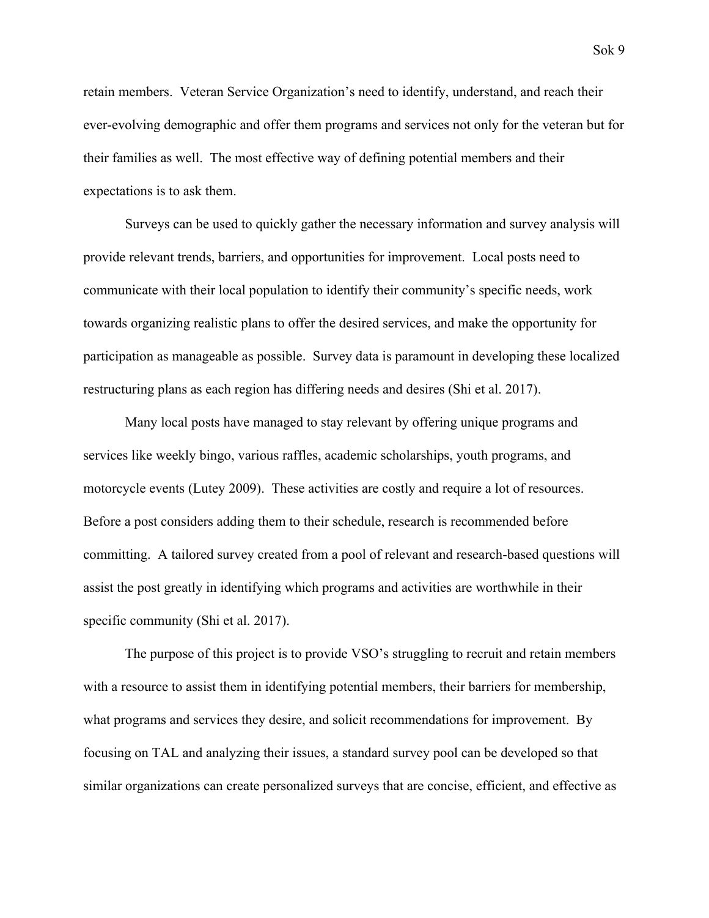retain members. Veteran Service Organization's need to identify, understand, and reach their ever-evolving demographic and offer them programs and services not only for the veteran but for their families as well. The most effective way of defining potential members and their expectations is to ask them.

Surveys can be used to quickly gather the necessary information and survey analysis will provide relevant trends, barriers, and opportunities for improvement. Local posts need to communicate with their local population to identify their community's specific needs, work towards organizing realistic plans to offer the desired services, and make the opportunity for participation as manageable as possible. Survey data is paramount in developing these localized restructuring plans as each region has differing needs and desires (Shi et al. 2017).

Many local posts have managed to stay relevant by offering unique programs and services like weekly bingo, various raffles, academic scholarships, youth programs, and motorcycle events (Lutey 2009). These activities are costly and require a lot of resources. Before a post considers adding them to their schedule, research is recommended before committing. A tailored survey created from a pool of relevant and research-based questions will assist the post greatly in identifying which programs and activities are worthwhile in their specific community (Shi et al. 2017).

The purpose of this project is to provide VSO's struggling to recruit and retain members with a resource to assist them in identifying potential members, their barriers for membership, what programs and services they desire, and solicit recommendations for improvement. By focusing on TAL and analyzing their issues, a standard survey pool can be developed so that similar organizations can create personalized surveys that are concise, efficient, and effective as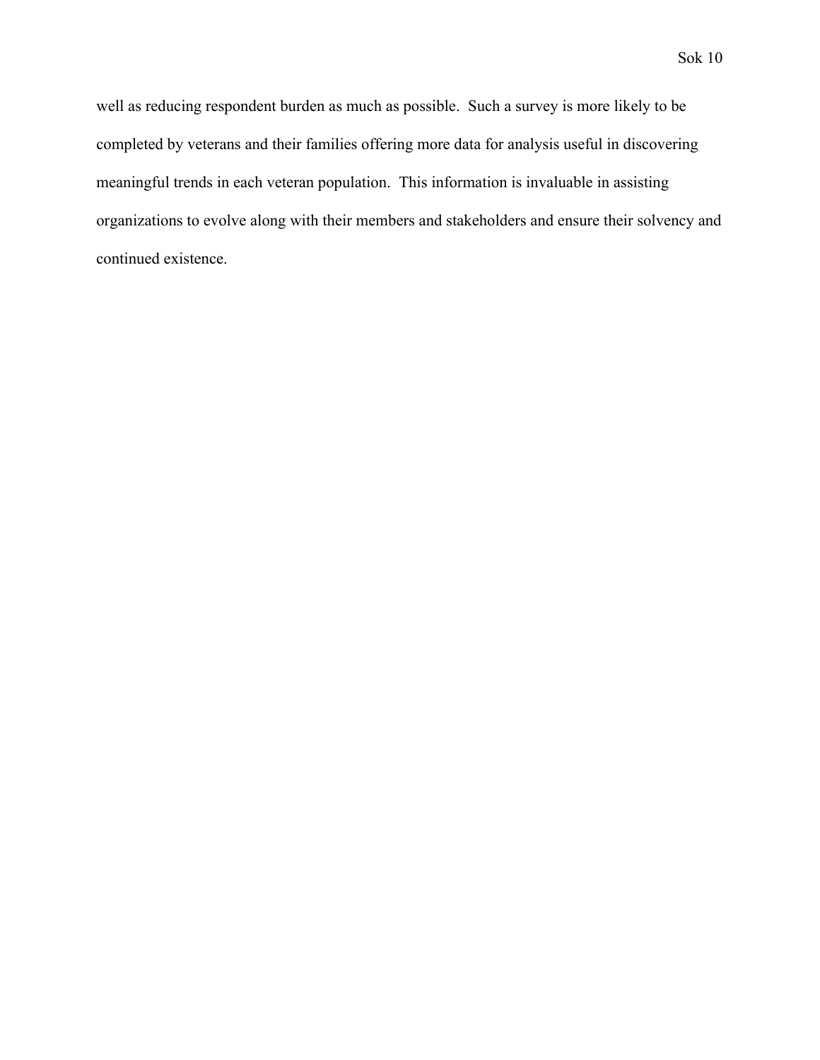well as reducing respondent burden as much as possible. Such a survey is more likely to be completed by veterans and their families offering more data for analysis useful in discovering meaningful trends in each veteran population. This information is invaluable in assisting organizations to evolve along with their members and stakeholders and ensure their solvency and continued existence.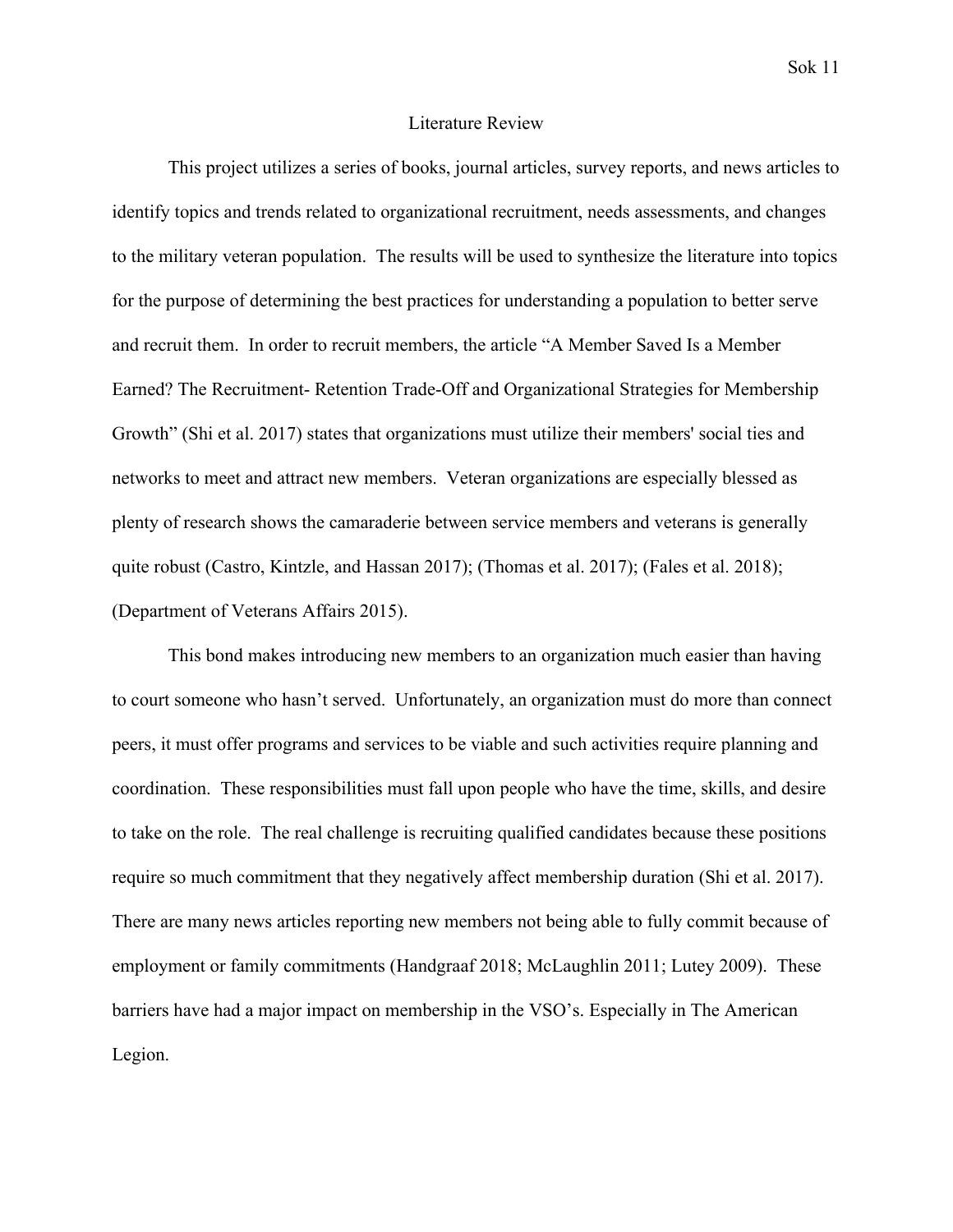## Literature Review

This project utilizes a series of books, journal articles, survey reports, and news articles to identify topics and trends related to organizational recruitment, needs assessments, and changes to the military veteran population. The results will be used to synthesize the literature into topics for the purpose of determining the best practices for understanding a population to better serve and recruit them. In order to recruit members, the article "A Member Saved Is a Member Earned? The Recruitment- Retention Trade-Off and Organizational Strategies for Membership Growth" (Shi et al. 2017) states that organizations must utilize their members' social ties and networks to meet and attract new members. Veteran organizations are especially blessed as plenty of research shows the camaraderie between service members and veterans is generally quite robust (Castro, Kintzle, and Hassan 2017); (Thomas et al. 2017); (Fales et al. 2018); (Department of Veterans Affairs 2015).

This bond makes introducing new members to an organization much easier than having to court someone who hasn't served. Unfortunately, an organization must do more than connect peers, it must offer programs and services to be viable and such activities require planning and coordination. These responsibilities must fall upon people who have the time, skills, and desire to take on the role. The real challenge is recruiting qualified candidates because these positions require so much commitment that they negatively affect membership duration (Shi et al. 2017). There are many news articles reporting new members not being able to fully commit because of employment or family commitments (Handgraaf 2018; McLaughlin 2011; Lutey 2009). These barriers have had a major impact on membership in the VSO's. Especially in The American Legion.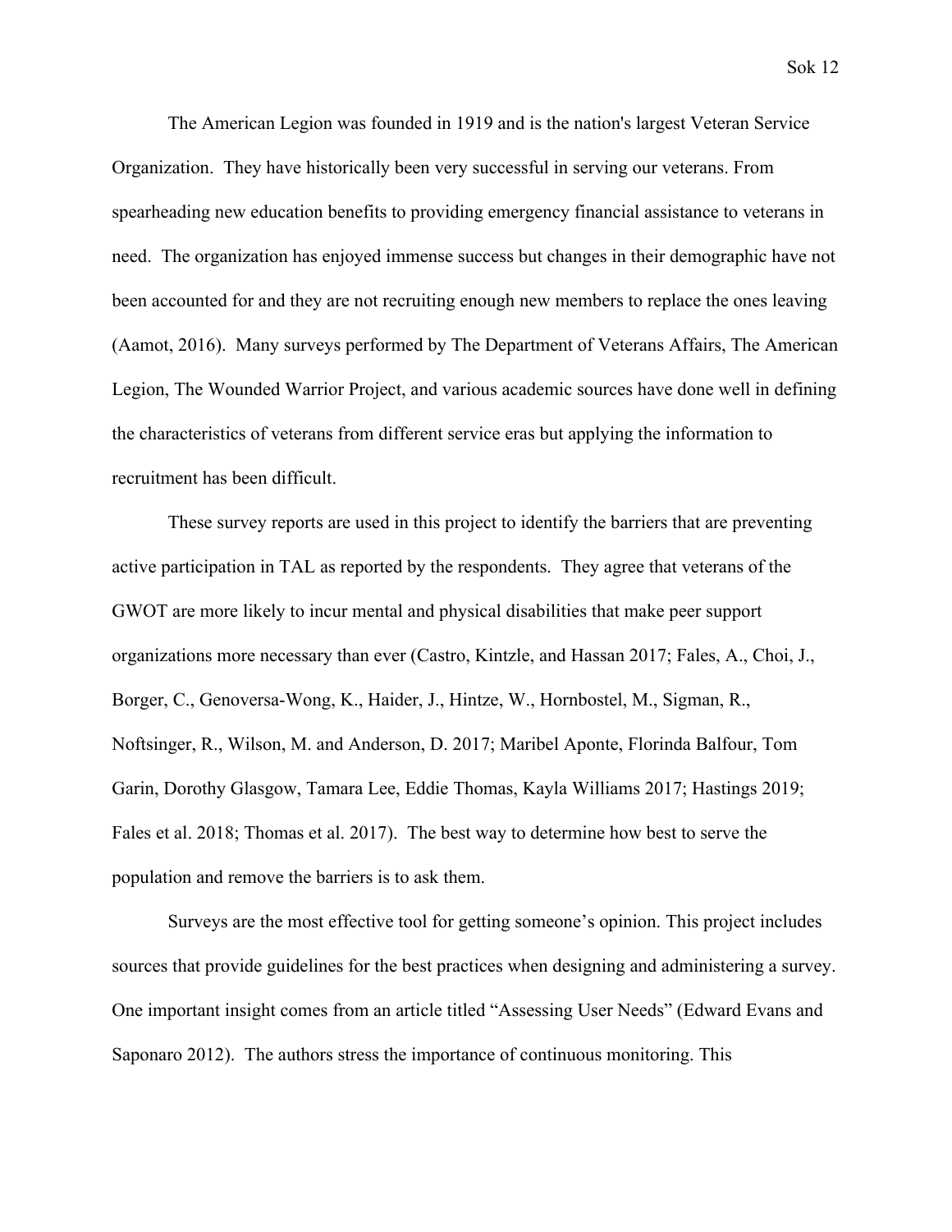The American Legion was founded in 1919 and is the nation's largest Veteran Service Organization. They have historically been very successful in serving our veterans. From spearheading new education benefits to providing emergency financial assistance to veterans in need. The organization has enjoyed immense success but changes in their demographic have not been accounted for and they are not recruiting enough new members to replace the ones leaving (Aamot, 2016). Many surveys performed by The Department of Veterans Affairs, The American Legion, The Wounded Warrior Project, and various academic sources have done well in defining the characteristics of veterans from different service eras but applying the information to recruitment has been difficult.

These survey reports are used in this project to identify the barriers that are preventing active participation in TAL as reported by the respondents. They agree that veterans of the GWOT are more likely to incur mental and physical disabilities that make peer support organizations more necessary than ever (Castro, Kintzle, and Hassan 2017; Fales, A., Choi, J., Borger, C., Genoversa-Wong, K., Haider, J., Hintze, W., Hornbostel, M., Sigman, R., Noftsinger, R., Wilson, M. and Anderson, D. 2017; Maribel Aponte, Florinda Balfour, Tom Garin, Dorothy Glasgow, Tamara Lee, Eddie Thomas, Kayla Williams 2017; Hastings 2019; Fales et al. 2018; Thomas et al. 2017). The best way to determine how best to serve the population and remove the barriers is to ask them.

Surveys are the most effective tool for getting someone's opinion. This project includes sources that provide guidelines for the best practices when designing and administering a survey. One important insight comes from an article titled "Assessing User Needs" (Edward Evans and Saponaro 2012). The authors stress the importance of continuous monitoring. This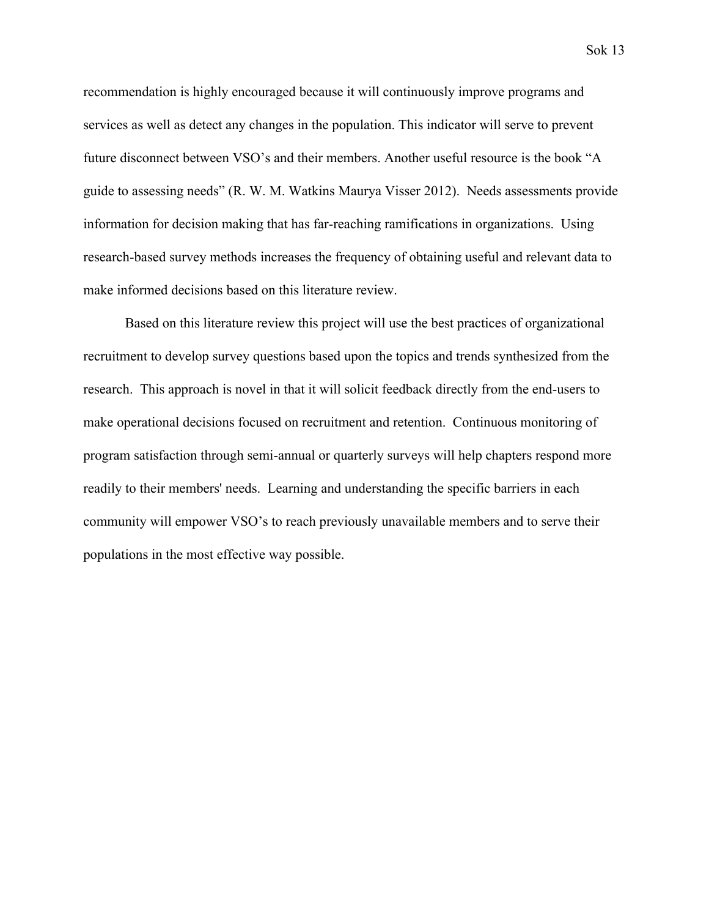recommendation is highly encouraged because it will continuously improve programs and services as well as detect any changes in the population. This indicator will serve to prevent future disconnect between VSO's and their members. Another useful resource is the book "A guide to assessing needs" (R. W. M. Watkins Maurya Visser 2012). Needs assessments provide information for decision making that has far-reaching ramifications in organizations. Using research-based survey methods increases the frequency of obtaining useful and relevant data to make informed decisions based on this literature review.

Based on this literature review this project will use the best practices of organizational recruitment to develop survey questions based upon the topics and trends synthesized from the research. This approach is novel in that it will solicit feedback directly from the end-users to make operational decisions focused on recruitment and retention. Continuous monitoring of program satisfaction through semi-annual or quarterly surveys will help chapters respond more readily to their members' needs. Learning and understanding the specific barriers in each community will empower VSO's to reach previously unavailable members and to serve their populations in the most effective way possible.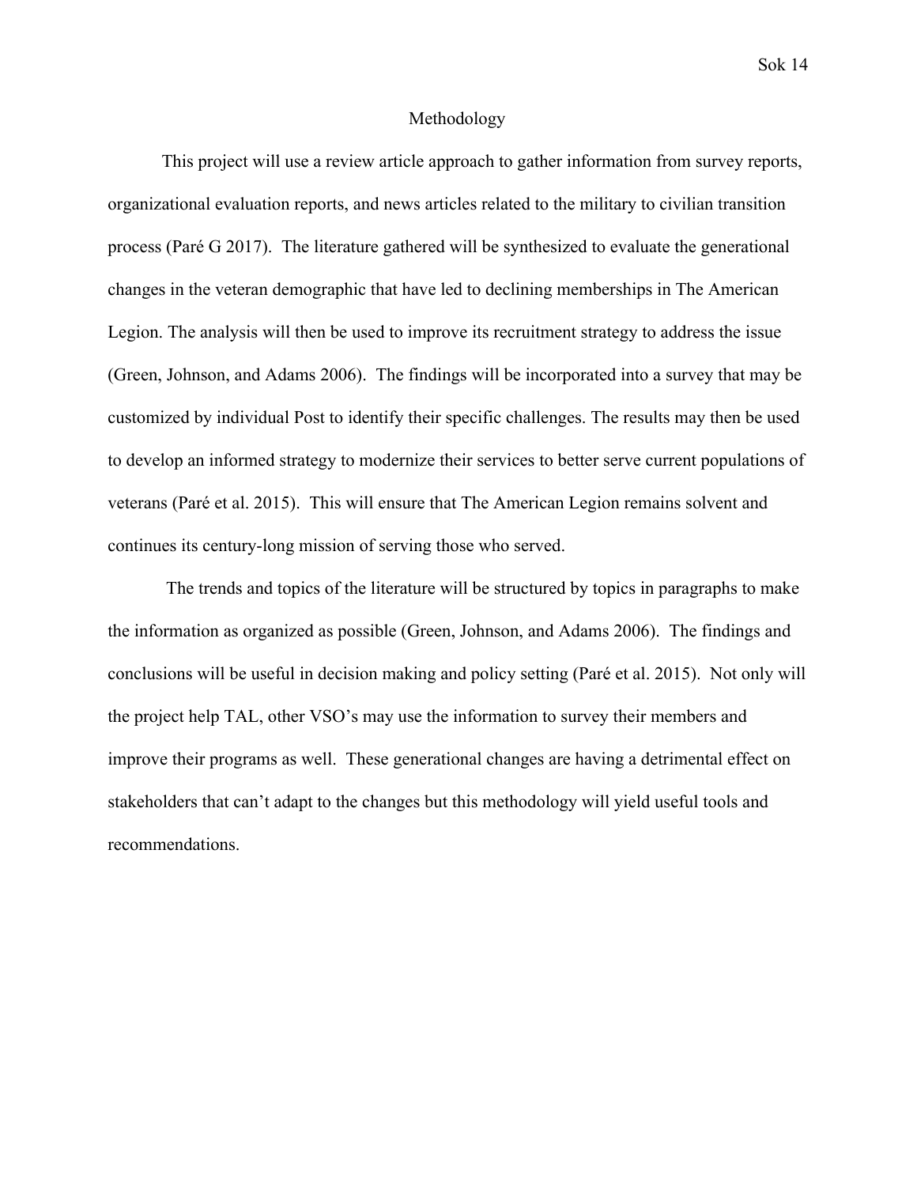# Methodology

This project will use a review article approach to gather information from survey reports, organizational evaluation reports, and news articles related to the military to civilian transition process (Paré G 2017). The literature gathered will be synthesized to evaluate the generational changes in the veteran demographic that have led to declining memberships in The American Legion. The analysis will then be used to improve its recruitment strategy to address the issue (Green, Johnson, and Adams 2006). The findings will be incorporated into a survey that may be customized by individual Post to identify their specific challenges. The results may then be used to develop an informed strategy to modernize their services to better serve current populations of veterans (Paré et al. 2015). This will ensure that The American Legion remains solvent and continues its century-long mission of serving those who served.

The trends and topics of the literature will be structured by topics in paragraphs to make the information as organized as possible (Green, Johnson, and Adams 2006). The findings and conclusions will be useful in decision making and policy setting (Paré et al. 2015). Not only will the project help TAL, other VSO's may use the information to survey their members and improve their programs as well. These generational changes are having a detrimental effect on stakeholders that can't adapt to the changes but this methodology will yield useful tools and recommendations.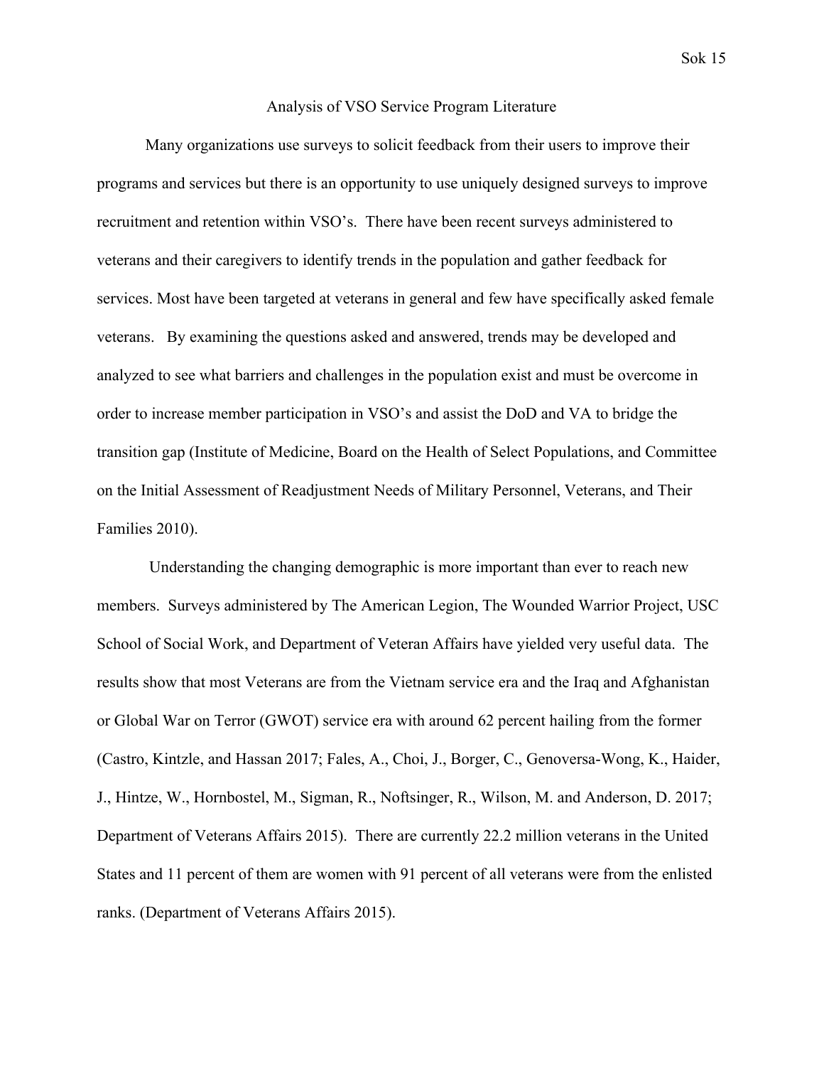## Analysis of VSO Service Program Literature

Many organizations use surveys to solicit feedback from their users to improve their programs and services but there is an opportunity to use uniquely designed surveys to improve recruitment and retention within VSO's. There have been recent surveys administered to veterans and their caregivers to identify trends in the population and gather feedback for services. Most have been targeted at veterans in general and few have specifically asked female veterans. By examining the questions asked and answered, trends may be developed and analyzed to see what barriers and challenges in the population exist and must be overcome in order to increase member participation in VSO's and assist the DoD and VA to bridge the transition gap (Institute of Medicine, Board on the Health of Select Populations, and Committee on the Initial Assessment of Readjustment Needs of Military Personnel, Veterans, and Their Families 2010).

Understanding the changing demographic is more important than ever to reach new members. Surveys administered by The American Legion, The Wounded Warrior Project, USC School of Social Work, and Department of Veteran Affairs have yielded very useful data. The results show that most Veterans are from the Vietnam service era and the Iraq and Afghanistan or Global War on Terror (GWOT) service era with around 62 percent hailing from the former (Castro, Kintzle, and Hassan 2017; Fales, A., Choi, J., Borger, C., Genoversa-Wong, K., Haider, J., Hintze, W., Hornbostel, M., Sigman, R., Noftsinger, R., Wilson, M. and Anderson, D. 2017; Department of Veterans Affairs 2015). There are currently 22.2 million veterans in the United States and 11 percent of them are women with 91 percent of all veterans were from the enlisted ranks. (Department of Veterans Affairs 2015).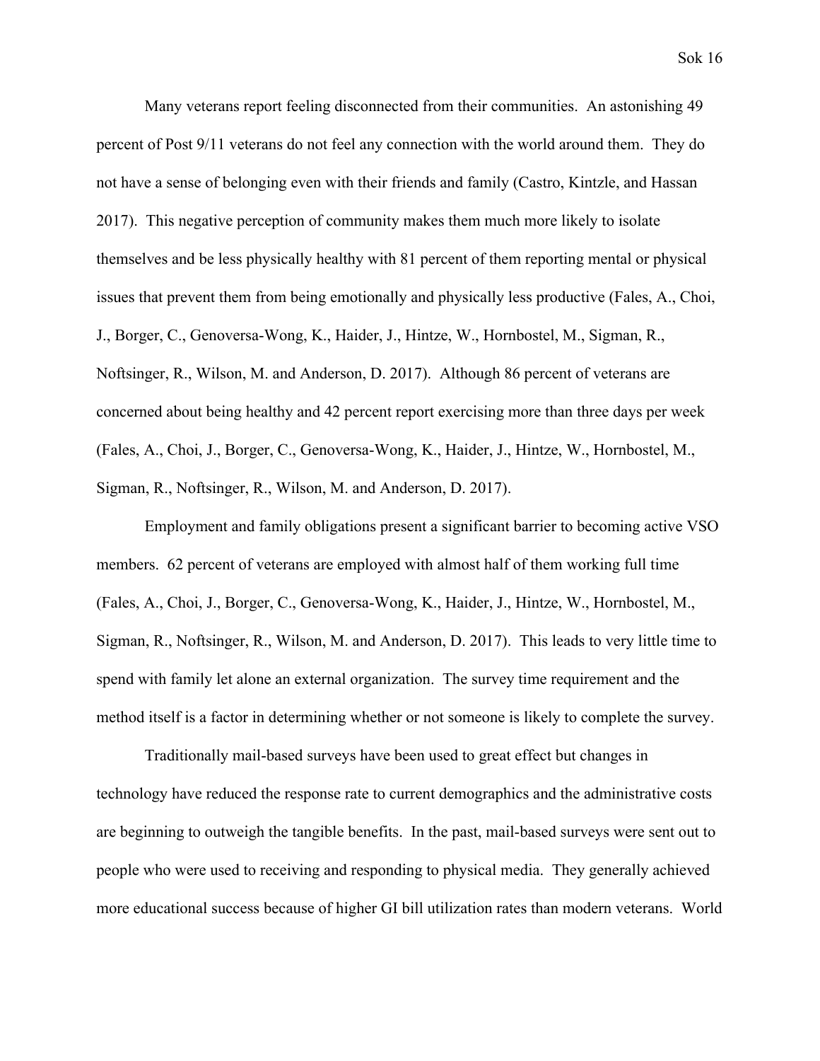Many veterans report feeling disconnected from their communities. An astonishing 49 percent of Post 9/11 veterans do not feel any connection with the world around them. They do not have a sense of belonging even with their friends and family (Castro, Kintzle, and Hassan 2017). This negative perception of community makes them much more likely to isolate themselves and be less physically healthy with 81 percent of them reporting mental or physical issues that prevent them from being emotionally and physically less productive (Fales, A., Choi, J., Borger, C., Genoversa-Wong, K., Haider, J., Hintze, W., Hornbostel, M., Sigman, R., Noftsinger, R., Wilson, M. and Anderson, D. 2017). Although 86 percent of veterans are concerned about being healthy and 42 percent report exercising more than three days per week (Fales, A., Choi, J., Borger, C., Genoversa-Wong, K., Haider, J., Hintze, W., Hornbostel, M., Sigman, R., Noftsinger, R., Wilson, M. and Anderson, D. 2017).

Employment and family obligations present a significant barrier to becoming active VSO members. 62 percent of veterans are employed with almost half of them working full time (Fales, A., Choi, J., Borger, C., Genoversa-Wong, K., Haider, J., Hintze, W., Hornbostel, M., Sigman, R., Noftsinger, R., Wilson, M. and Anderson, D. 2017). This leads to very little time to spend with family let alone an external organization. The survey time requirement and the method itself is a factor in determining whether or not someone is likely to complete the survey.

Traditionally mail-based surveys have been used to great effect but changes in technology have reduced the response rate to current demographics and the administrative costs are beginning to outweigh the tangible benefits. In the past, mail-based surveys were sent out to people who were used to receiving and responding to physical media. They generally achieved more educational success because of higher GI bill utilization rates than modern veterans. World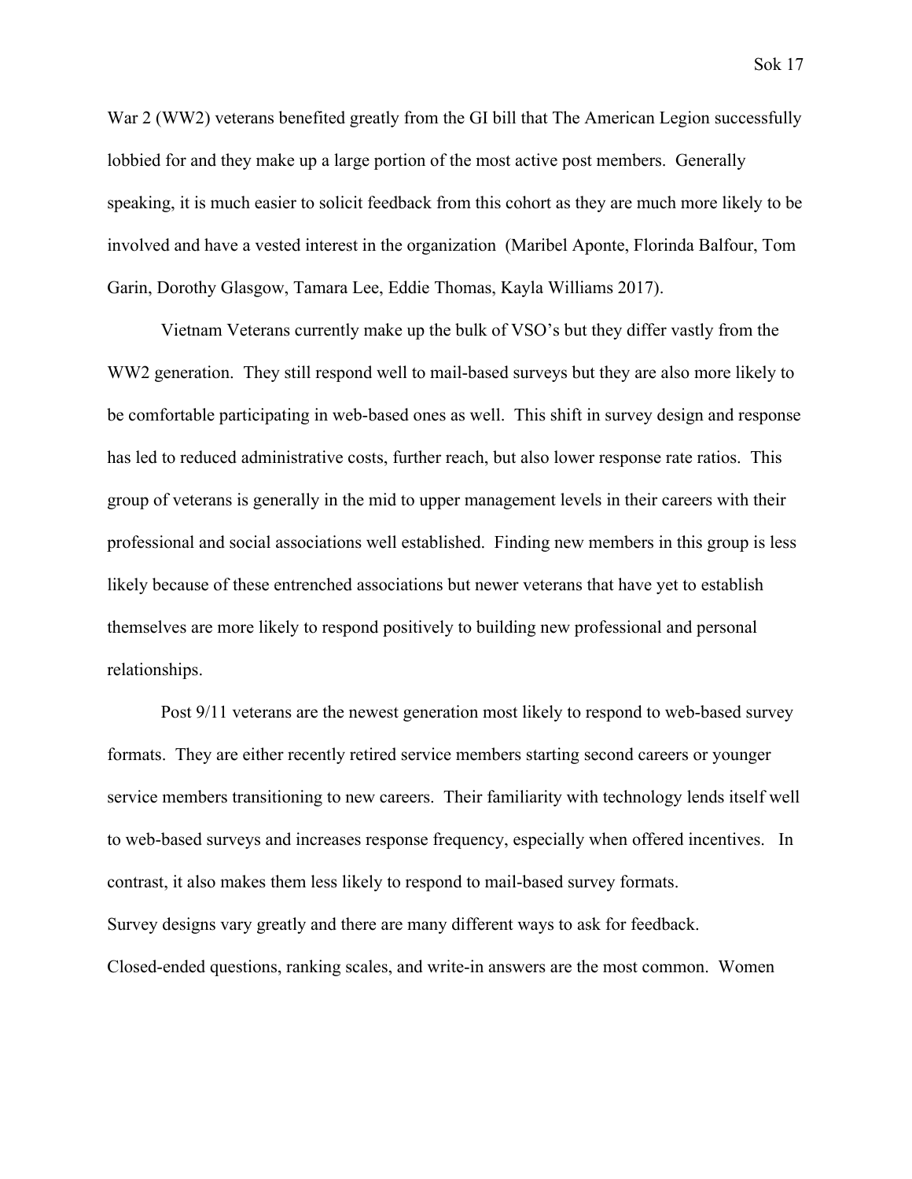War 2 (WW2) veterans benefited greatly from the GI bill that The American Legion successfully lobbied for and they make up a large portion of the most active post members. Generally speaking, it is much easier to solicit feedback from this cohort as they are much more likely to be involved and have a vested interest in the organization (Maribel Aponte, Florinda Balfour, Tom Garin, Dorothy Glasgow, Tamara Lee, Eddie Thomas, Kayla Williams 2017).

Vietnam Veterans currently make up the bulk of VSO's but they differ vastly from the WW2 generation. They still respond well to mail-based surveys but they are also more likely to be comfortable participating in web-based ones as well. This shift in survey design and response has led to reduced administrative costs, further reach, but also lower response rate ratios. This group of veterans is generally in the mid to upper management levels in their careers with their professional and social associations well established. Finding new members in this group is less likely because of these entrenched associations but newer veterans that have yet to establish themselves are more likely to respond positively to building new professional and personal relationships.

Post 9/11 veterans are the newest generation most likely to respond to web-based survey formats. They are either recently retired service members starting second careers or younger service members transitioning to new careers. Their familiarity with technology lends itself well to web-based surveys and increases response frequency, especially when offered incentives. In contrast, it also makes them less likely to respond to mail-based survey formats.

Survey designs vary greatly and there are many different ways to ask for feedback. Closed-ended questions, ranking scales, and write-in answers are the most common. Women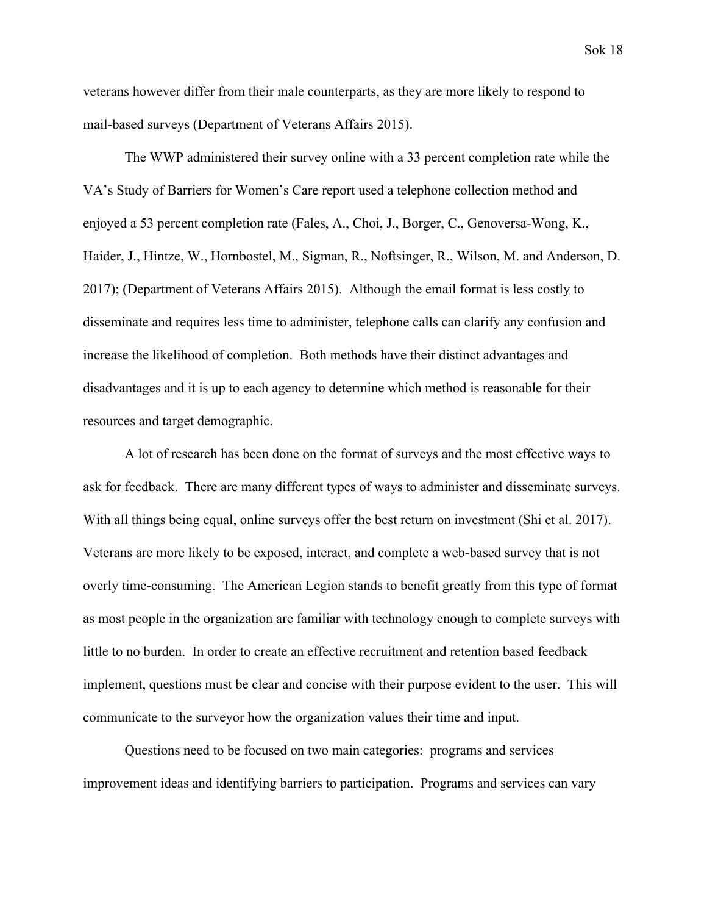veterans however differ from their male counterparts, as they are more likely to respond to mail-based surveys (Department of Veterans Affairs 2015).

The WWP administered their survey online with a 33 percent completion rate while the VA's Study of Barriers for Women's Care report used a telephone collection method and enjoyed a 53 percent completion rate (Fales, A., Choi, J., Borger, C., Genoversa-Wong, K., Haider, J., Hintze, W., Hornbostel, M., Sigman, R., Noftsinger, R., Wilson, M. and Anderson, D. 2017); (Department of Veterans Affairs 2015). Although the email format is less costly to disseminate and requires less time to administer, telephone calls can clarify any confusion and increase the likelihood of completion. Both methods have their distinct advantages and disadvantages and it is up to each agency to determine which method is reasonable for their resources and target demographic.

A lot of research has been done on the format of surveys and the most effective ways to ask for feedback. There are many different types of ways to administer and disseminate surveys. With all things being equal, online surveys offer the best return on investment (Shi et al. 2017). Veterans are more likely to be exposed, interact, and complete a web-based survey that is not overly time-consuming. The American Legion stands to benefit greatly from this type of format as most people in the organization are familiar with technology enough to complete surveys with little to no burden. In order to create an effective recruitment and retention based feedback implement, questions must be clear and concise with their purpose evident to the user. This will communicate to the surveyor how the organization values their time and input.

Questions need to be focused on two main categories: programs and services improvement ideas and identifying barriers to participation. Programs and services can vary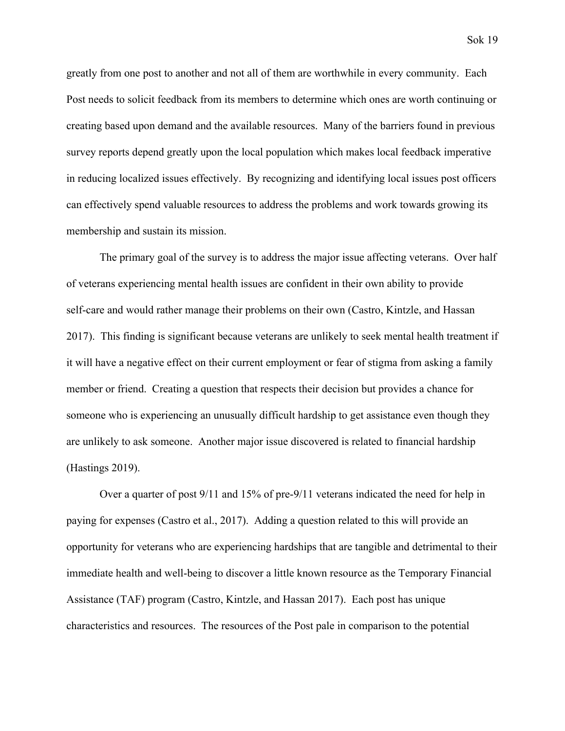greatly from one post to another and not all of them are worthwhile in every community. Each Post needs to solicit feedback from its members to determine which ones are worth continuing or creating based upon demand and the available resources. Many of the barriers found in previous survey reports depend greatly upon the local population which makes local feedback imperative in reducing localized issues effectively. By recognizing and identifying local issues post officers can effectively spend valuable resources to address the problems and work towards growing its membership and sustain its mission.

The primary goal of the survey is to address the major issue affecting veterans. Over half of veterans experiencing mental health issues are confident in their own ability to provide self-care and would rather manage their problems on their own (Castro, Kintzle, and Hassan 2017). This finding is significant because veterans are unlikely to seek mental health treatment if it will have a negative effect on their current employment or fear of stigma from asking a family member or friend. Creating a question that respects their decision but provides a chance for someone who is experiencing an unusually difficult hardship to get assistance even though they are unlikely to ask someone. Another major issue discovered is related to financial hardship (Hastings 2019).

Over a quarter of post 9/11 and 15% of pre-9/11 veterans indicated the need for help in paying for expenses (Castro et al., 2017). Adding a question related to this will provide an opportunity for veterans who are experiencing hardships that are tangible and detrimental to their immediate health and well-being to discover a little known resource as the Temporary Financial Assistance (TAF) program (Castro, Kintzle, and Hassan 2017). Each post has unique characteristics and resources. The resources of the Post pale in comparison to the potential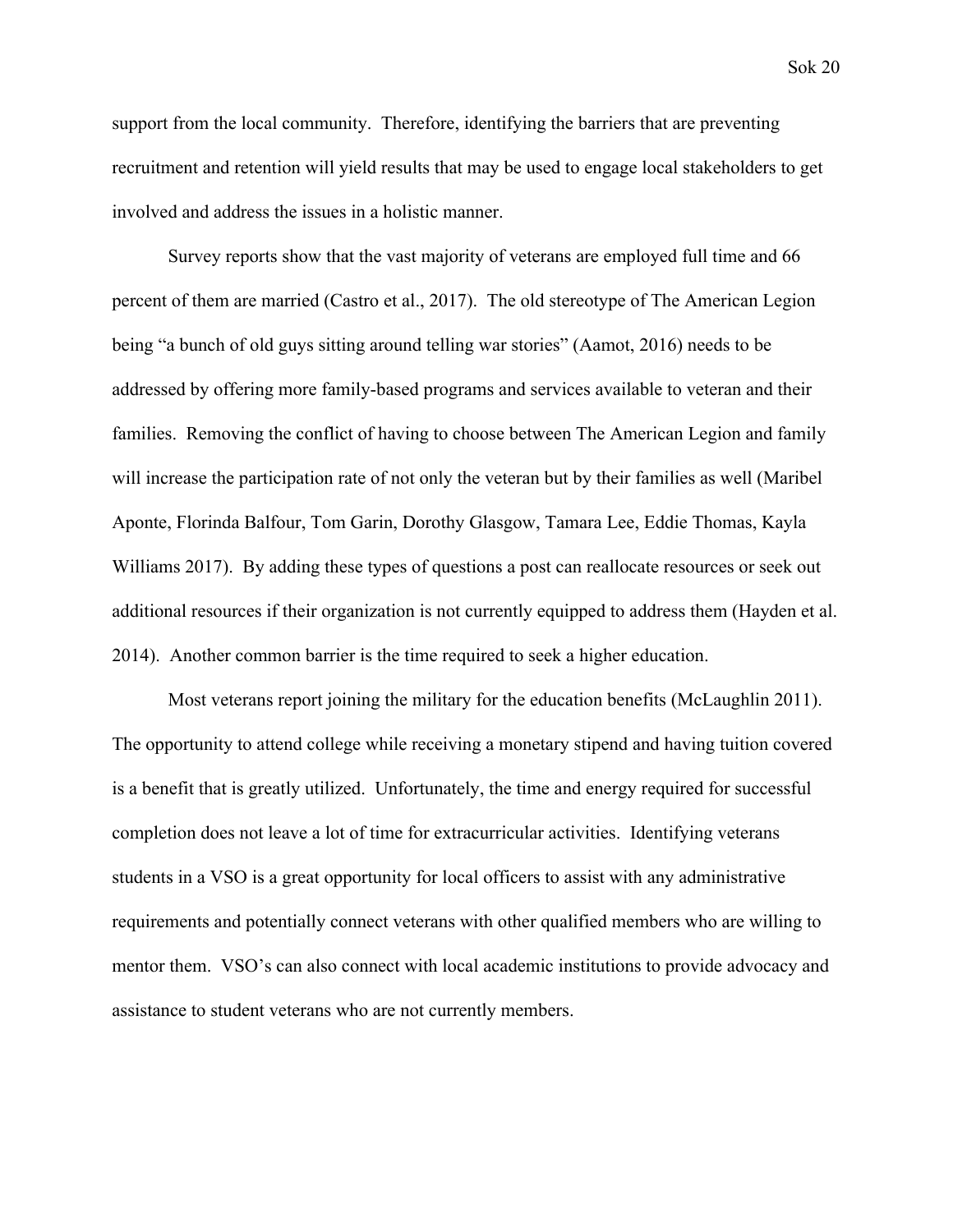support from the local community. Therefore, identifying the barriers that are preventing recruitment and retention will yield results that may be used to engage local stakeholders to get involved and address the issues in a holistic manner.

Survey reports show that the vast majority of veterans are employed full time and 66 percent of them are married (Castro et al., 2017). The old stereotype of The American Legion being "a bunch of old guys sitting around telling war stories" (Aamot, 2016) needs to be addressed by offering more family-based programs and services available to veteran and their families. Removing the conflict of having to choose between The American Legion and family will increase the participation rate of not only the veteran but by their families as well (Maribel Aponte, Florinda Balfour, Tom Garin, Dorothy Glasgow, Tamara Lee, Eddie Thomas, Kayla Williams 2017). By adding these types of questions a post can reallocate resources or seek out additional resources if their organization is not currently equipped to address them (Hayden et al. 2014). Another common barrier is the time required to seek a higher education.

Most veterans report joining the military for the education benefits (McLaughlin 2011). The opportunity to attend college while receiving a monetary stipend and having tuition covered is a benefit that is greatly utilized. Unfortunately, the time and energy required for successful completion does not leave a lot of time for extracurricular activities. Identifying veterans students in a VSO is a great opportunity for local officers to assist with any administrative requirements and potentially connect veterans with other qualified members who are willing to mentor them. VSO's can also connect with local academic institutions to provide advocacy and assistance to student veterans who are not currently members.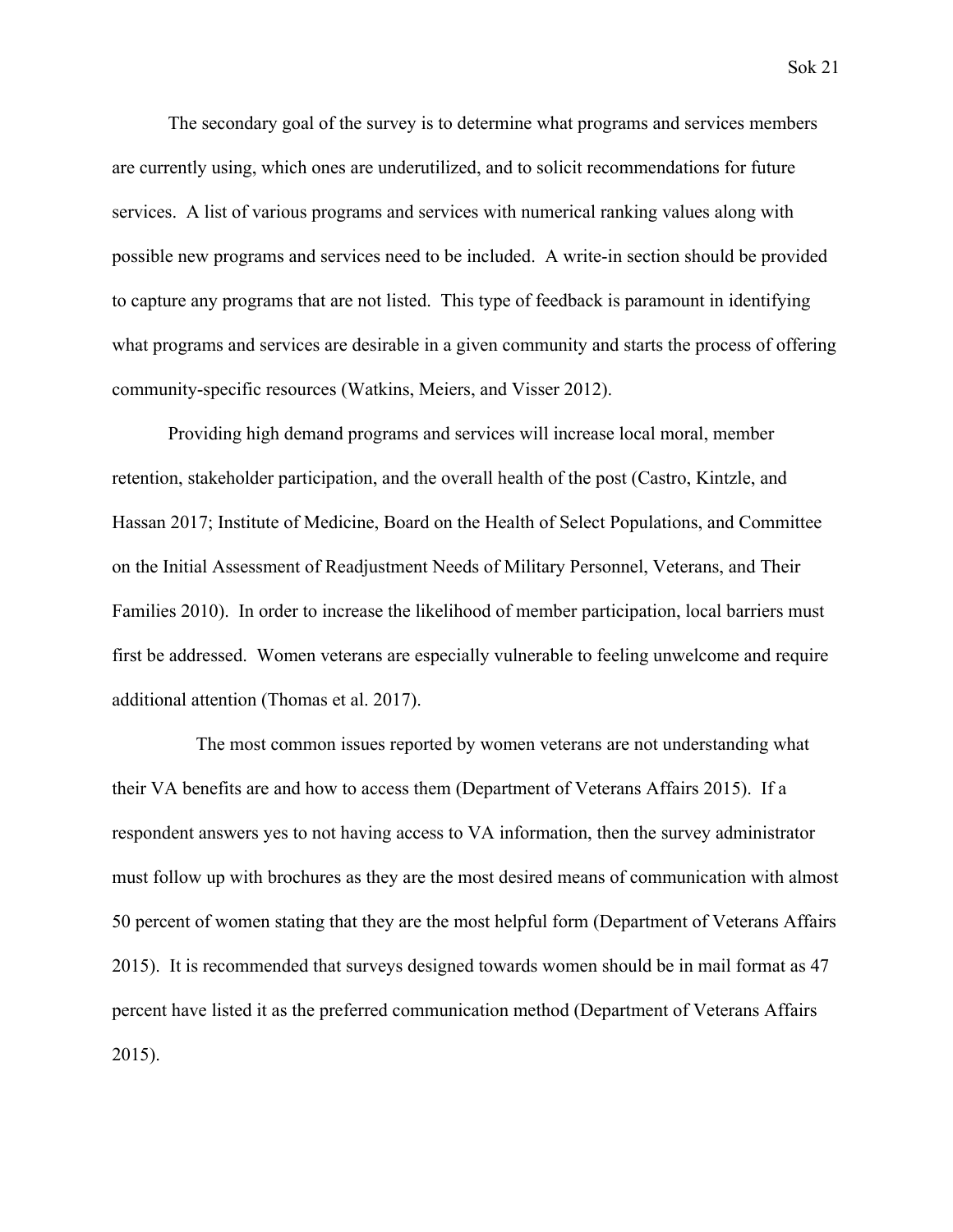The secondary goal of the survey is to determine what programs and services members are currently using, which ones are underutilized, and to solicit recommendations for future services. A list of various programs and services with numerical ranking values along with possible new programs and services need to be included. A write-in section should be provided to capture any programs that are not listed. This type of feedback is paramount in identifying what programs and services are desirable in a given community and starts the process of offering community-specific resources (Watkins, Meiers, and Visser 2012).

Providing high demand programs and services will increase local moral, member retention, stakeholder participation, and the overall health of the post (Castro, Kintzle, and Hassan 2017; Institute of Medicine, Board on the Health of Select Populations, and Committee on the Initial Assessment of Readjustment Needs of Military Personnel, Veterans, and Their Families 2010). In order to increase the likelihood of member participation, local barriers must first be addressed. Women veterans are especially vulnerable to feeling unwelcome and require additional attention (Thomas et al. 2017).

The most common issues reported by women veterans are not understanding what their VA benefits are and how to access them (Department of Veterans Affairs 2015). If a respondent answers yes to not having access to VA information, then the survey administrator must follow up with brochures as they are the most desired means of communication with almost 50 percent of women stating that they are the most helpful form (Department of Veterans Affairs 2015). It is recommended that surveys designed towards women should be in mail format as 47 percent have listed it as the preferred communication method (Department of Veterans Affairs 2015).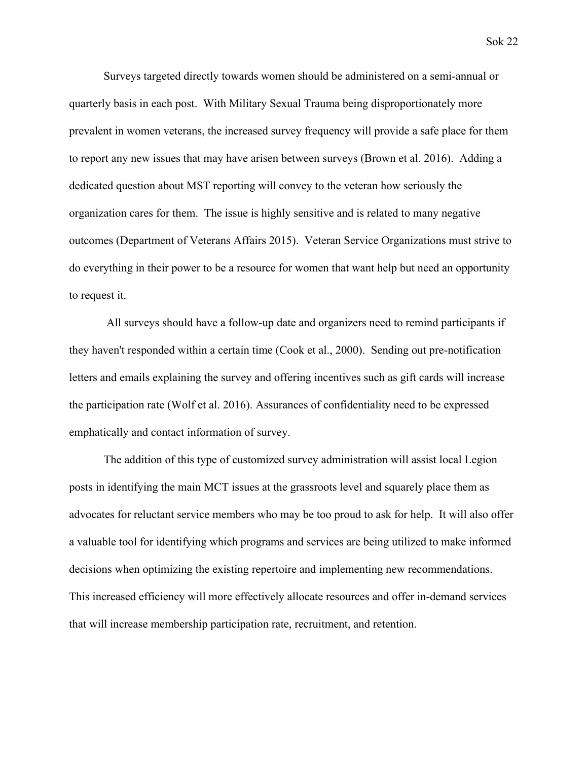Surveys targeted directly towards women should be administered on a semi-annual or quarterly basis in each post. With Military Sexual Trauma being disproportionately more prevalent in women veterans, the increased survey frequency will provide a safe place for them to report any new issues that may have arisen between surveys (Brown et al. 2016). Adding a dedicated question about MST reporting will convey to the veteran how seriously the organization cares for them. The issue is highly sensitive and is related to many negative outcomes (Department of Veterans Affairs 2015). Veteran Service Organizations must strive to do everything in their power to be a resource for women that want help but need an opportunity to request it.

All surveys should have a follow-up date and organizers need to remind participants if they haven't responded within a certain time (Cook et al., 2000). Sending out pre-notification letters and emails explaining the survey and offering incentives such as gift cards will increase the participation rate (Wolf et al. 2016). Assurances of confidentiality need to be expressed emphatically and contact information of survey.

The addition of this type of customized survey administration will assist local Legion posts in identifying the main MCT issues at the grassroots level and squarely place them as advocates for reluctant service members who may be too proud to ask for help. It will also offer a valuable tool for identifying which programs and services are being utilized to make informed decisions when optimizing the existing repertoire and implementing new recommendations. This increased efficiency will more effectively allocate resources and offer in-demand services that will increase membership participation rate, recruitment, and retention.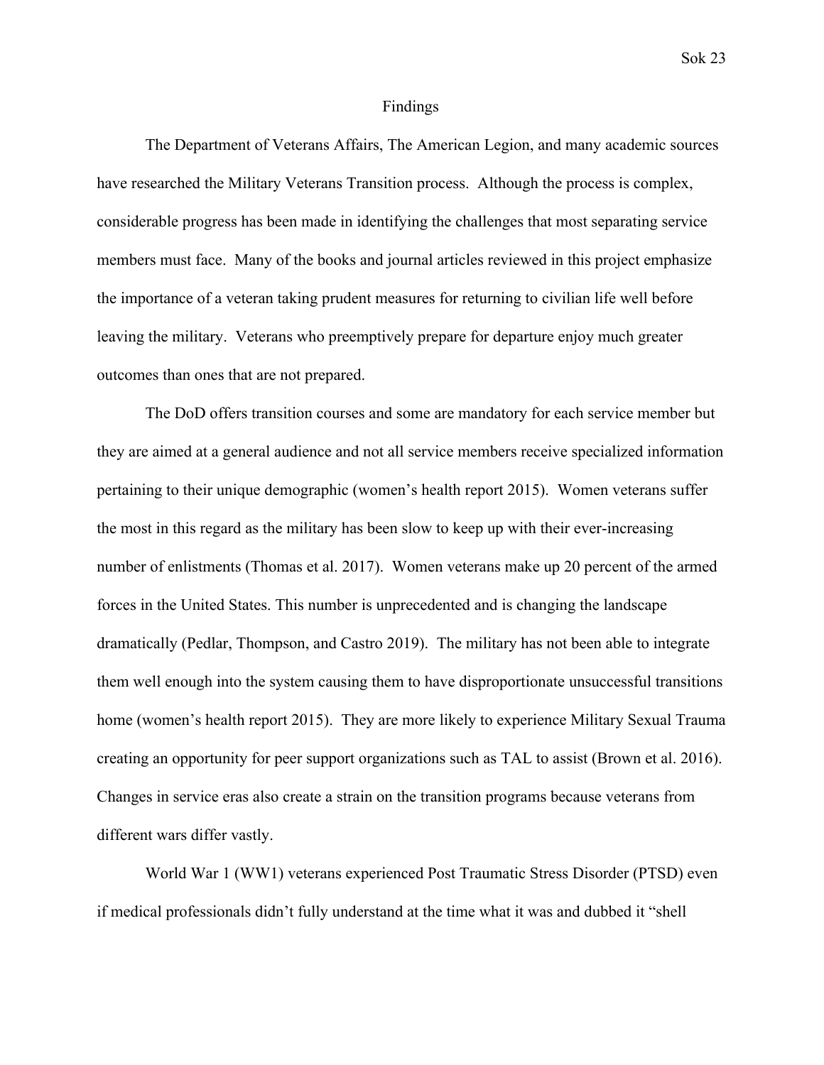# Findings

The Department of Veterans Affairs, The American Legion, and many academic sources have researched the Military Veterans Transition process. Although the process is complex, considerable progress has been made in identifying the challenges that most separating service members must face. Many of the books and journal articles reviewed in this project emphasize the importance of a veteran taking prudent measures for returning to civilian life well before leaving the military. Veterans who preemptively prepare for departure enjoy much greater outcomes than ones that are not prepared.

The DoD offers transition courses and some are mandatory for each service member but they are aimed at a general audience and not all service members receive specialized information pertaining to their unique demographic (women's health report 2015). Women veterans suffer the most in this regard as the military has been slow to keep up with their ever-increasing number of enlistments (Thomas et al. 2017). Women veterans make up 20 percent of the armed forces in the United States. This number is unprecedented and is changing the landscape dramatically (Pedlar, Thompson, and Castro 2019). The military has not been able to integrate them well enough into the system causing them to have disproportionate unsuccessful transitions home (women's health report 2015). They are more likely to experience Military Sexual Trauma creating an opportunity for peer support organizations such as TAL to assist (Brown et al. 2016). Changes in service eras also create a strain on the transition programs because veterans from different wars differ vastly.

World War 1 (WW1) veterans experienced Post Traumatic Stress Disorder (PTSD) even if medical professionals didn't fully understand at the time what it was and dubbed it "shell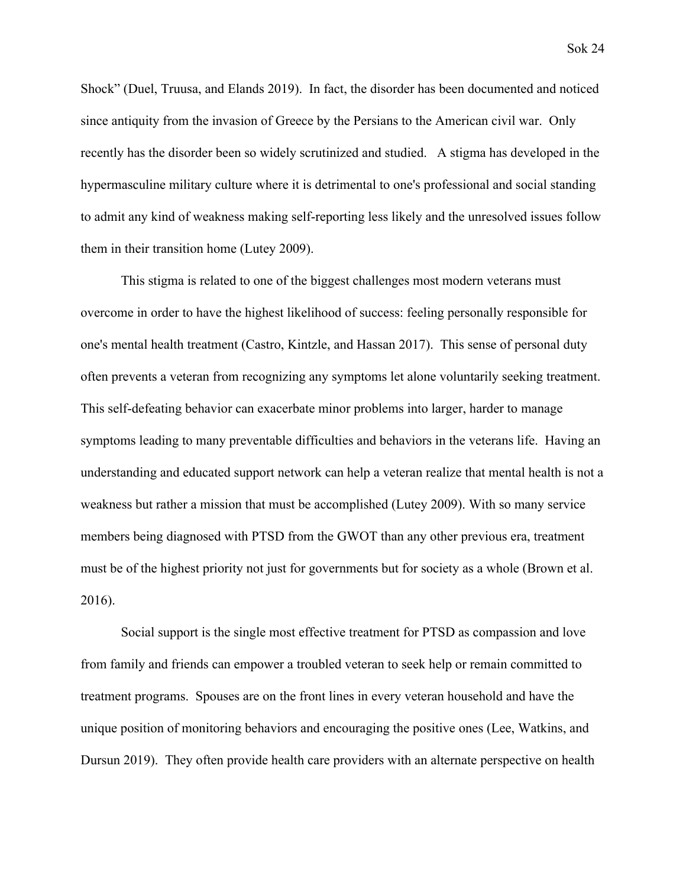Shock" (Duel, Truusa, and Elands 2019). In fact, the disorder has been documented and noticed since antiquity from the invasion of Greece by the Persians to the American civil war. Only recently has the disorder been so widely scrutinized and studied. A stigma has developed in the hypermasculine military culture where it is detrimental to one's professional and social standing to admit any kind of weakness making self-reporting less likely and the unresolved issues follow them in their transition home (Lutey 2009).

This stigma is related to one of the biggest challenges most modern veterans must overcome in order to have the highest likelihood of success: feeling personally responsible for one's mental health treatment (Castro, Kintzle, and Hassan 2017). This sense of personal duty often prevents a veteran from recognizing any symptoms let alone voluntarily seeking treatment. This self-defeating behavior can exacerbate minor problems into larger, harder to manage symptoms leading to many preventable difficulties and behaviors in the veterans life. Having an understanding and educated support network can help a veteran realize that mental health is not a weakness but rather a mission that must be accomplished (Lutey 2009). With so many service members being diagnosed with PTSD from the GWOT than any other previous era, treatment must be of the highest priority not just for governments but for society as a whole (Brown et al. 2016).

Social support is the single most effective treatment for PTSD as compassion and love from family and friends can empower a troubled veteran to seek help or remain committed to treatment programs. Spouses are on the front lines in every veteran household and have the unique position of monitoring behaviors and encouraging the positive ones (Lee, Watkins, and Dursun 2019). They often provide health care providers with an alternate perspective on health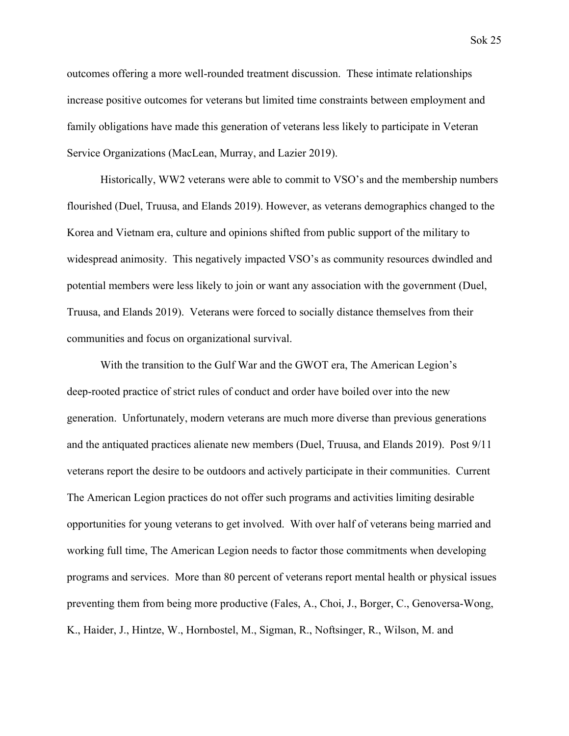outcomes offering a more well-rounded treatment discussion. These intimate relationships increase positive outcomes for veterans but limited time constraints between employment and family obligations have made this generation of veterans less likely to participate in Veteran Service Organizations (MacLean, Murray, and Lazier 2019).

Historically, WW2 veterans were able to commit to VSO's and the membership numbers flourished (Duel, Truusa, and Elands 2019). However, as veterans demographics changed to the Korea and Vietnam era, culture and opinions shifted from public support of the military to widespread animosity. This negatively impacted VSO's as community resources dwindled and potential members were less likely to join or want any association with the government (Duel, Truusa, and Elands 2019). Veterans were forced to socially distance themselves from their communities and focus on organizational survival.

With the transition to the Gulf War and the GWOT era, The American Legion's deep-rooted practice of strict rules of conduct and order have boiled over into the new generation. Unfortunately, modern veterans are much more diverse than previous generations and the antiquated practices alienate new members (Duel, Truusa, and Elands 2019). Post 9/11 veterans report the desire to be outdoors and actively participate in their communities. Current The American Legion practices do not offer such programs and activities limiting desirable opportunities for young veterans to get involved. With over half of veterans being married and working full time, The American Legion needs to factor those commitments when developing programs and services. More than 80 percent of veterans report mental health or physical issues preventing them from being more productive (Fales, A., Choi, J., Borger, C., Genoversa-Wong, K., Haider, J., Hintze, W., Hornbostel, M., Sigman, R., Noftsinger, R., Wilson, M. and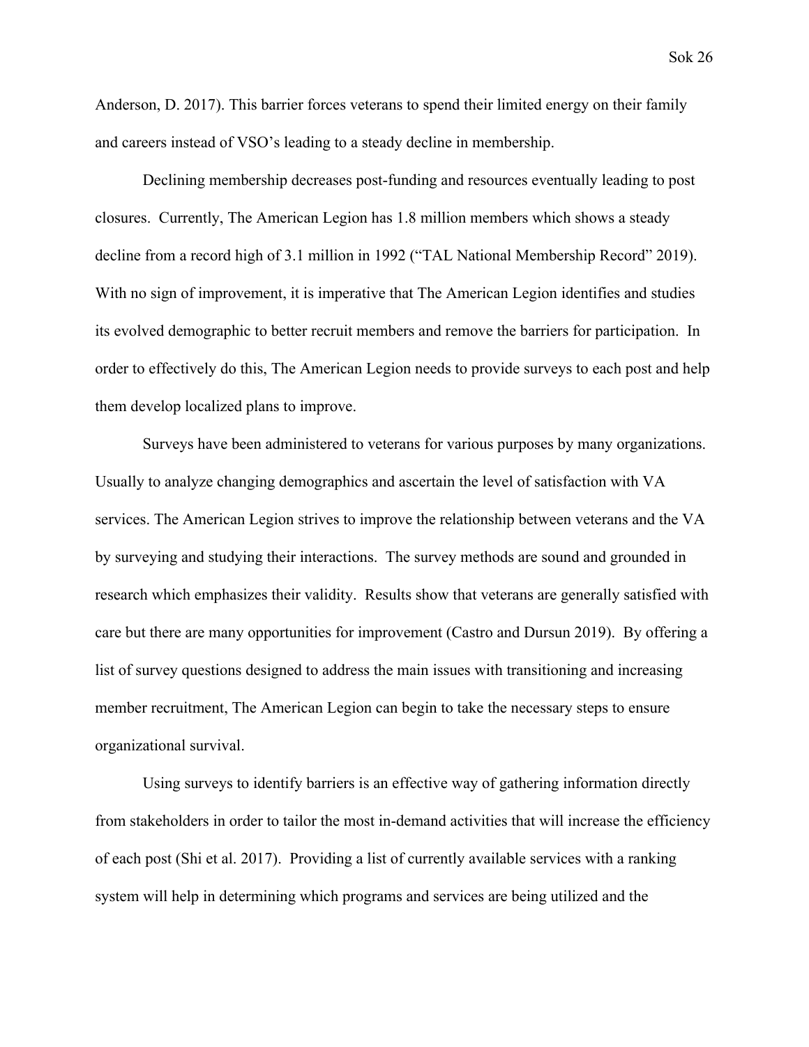Anderson, D. 2017). This barrier forces veterans to spend their limited energy on their family and careers instead of VSO's leading to a steady decline in membership.

Declining membership decreases post-funding and resources eventually leading to post closures. Currently, The American Legion has 1.8 million members which shows a steady decline from a record high of 3.1 million in 1992 ("TAL National Membership Record" 2019). With no sign of improvement, it is imperative that The American Legion identifies and studies its evolved demographic to better recruit members and remove the barriers for participation. In order to effectively do this, The American Legion needs to provide surveys to each post and help them develop localized plans to improve.

Surveys have been administered to veterans for various purposes by many organizations. Usually to analyze changing demographics and ascertain the level of satisfaction with VA services. The American Legion strives to improve the relationship between veterans and the VA by surveying and studying their interactions. The survey methods are sound and grounded in research which emphasizes their validity. Results show that veterans are generally satisfied with care but there are many opportunities for improvement (Castro and Dursun 2019). By offering a list of survey questions designed to address the main issues with transitioning and increasing member recruitment, The American Legion can begin to take the necessary steps to ensure organizational survival.

Using surveys to identify barriers is an effective way of gathering information directly from stakeholders in order to tailor the most in-demand activities that will increase the efficiency of each post (Shi et al. 2017). Providing a list of currently available services with a ranking system will help in determining which programs and services are being utilized and the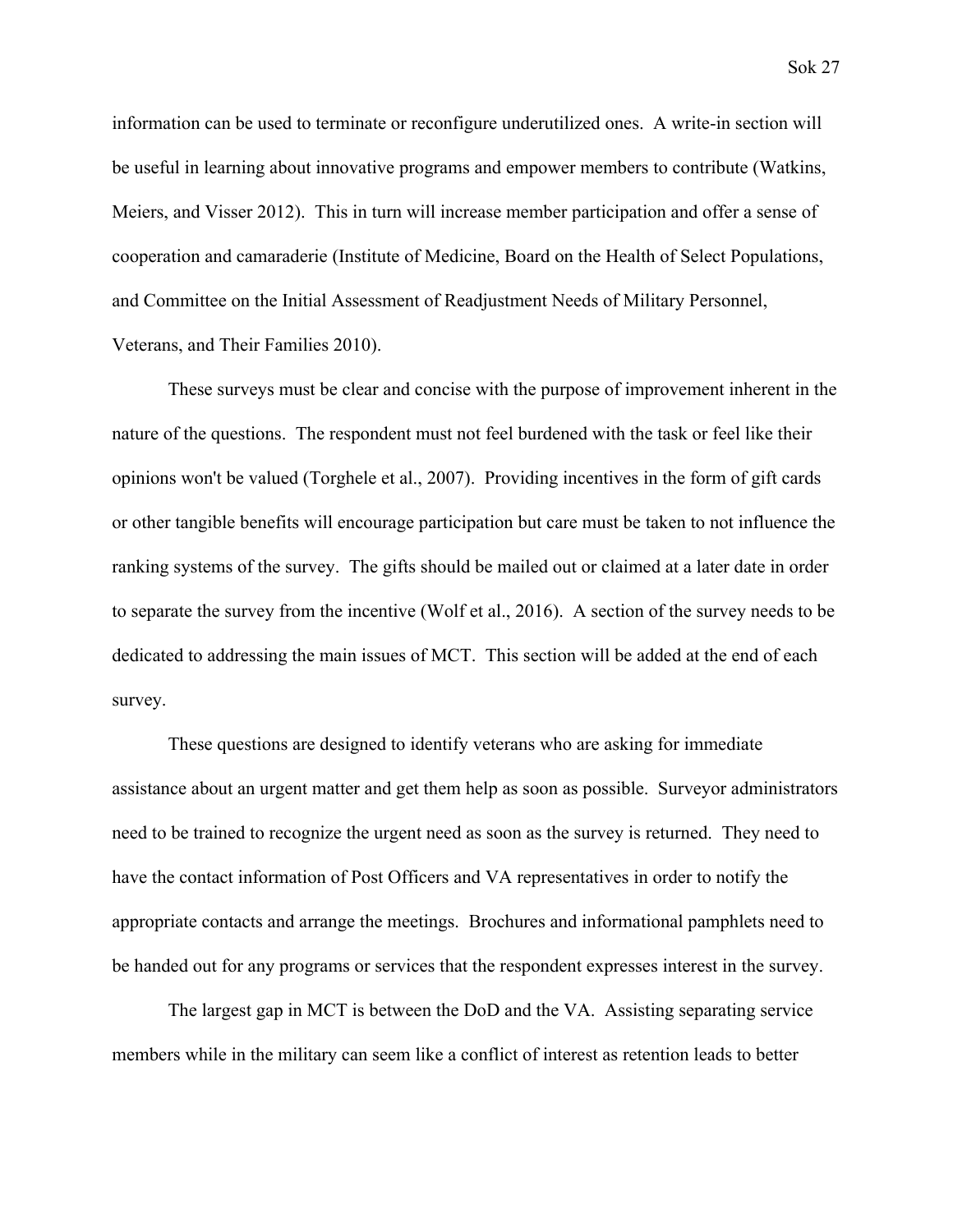information can be used to terminate or reconfigure underutilized ones. A write-in section will be useful in learning about innovative programs and empower members to contribute (Watkins, Meiers, and Visser 2012). This in turn will increase member participation and offer a sense of cooperation and camaraderie (Institute of Medicine, Board on the Health of Select Populations, and Committee on the Initial Assessment of Readjustment Needs of Military Personnel, Veterans, and Their Families 2010).

These surveys must be clear and concise with the purpose of improvement inherent in the nature of the questions. The respondent must not feel burdened with the task or feel like their opinions won't be valued (Torghele et al., 2007). Providing incentives in the form of gift cards or other tangible benefits will encourage participation but care must be taken to not influence the ranking systems of the survey. The gifts should be mailed out or claimed at a later date in order to separate the survey from the incentive (Wolf et al., 2016). A section of the survey needs to be dedicated to addressing the main issues of MCT. This section will be added at the end of each survey.

These questions are designed to identify veterans who are asking for immediate assistance about an urgent matter and get them help as soon as possible. Surveyor administrators need to be trained to recognize the urgent need as soon as the survey is returned. They need to have the contact information of Post Officers and VA representatives in order to notify the appropriate contacts and arrange the meetings. Brochures and informational pamphlets need to be handed out for any programs or services that the respondent expresses interest in the survey.

The largest gap in MCT is between the DoD and the VA. Assisting separating service members while in the military can seem like a conflict of interest as retention leads to better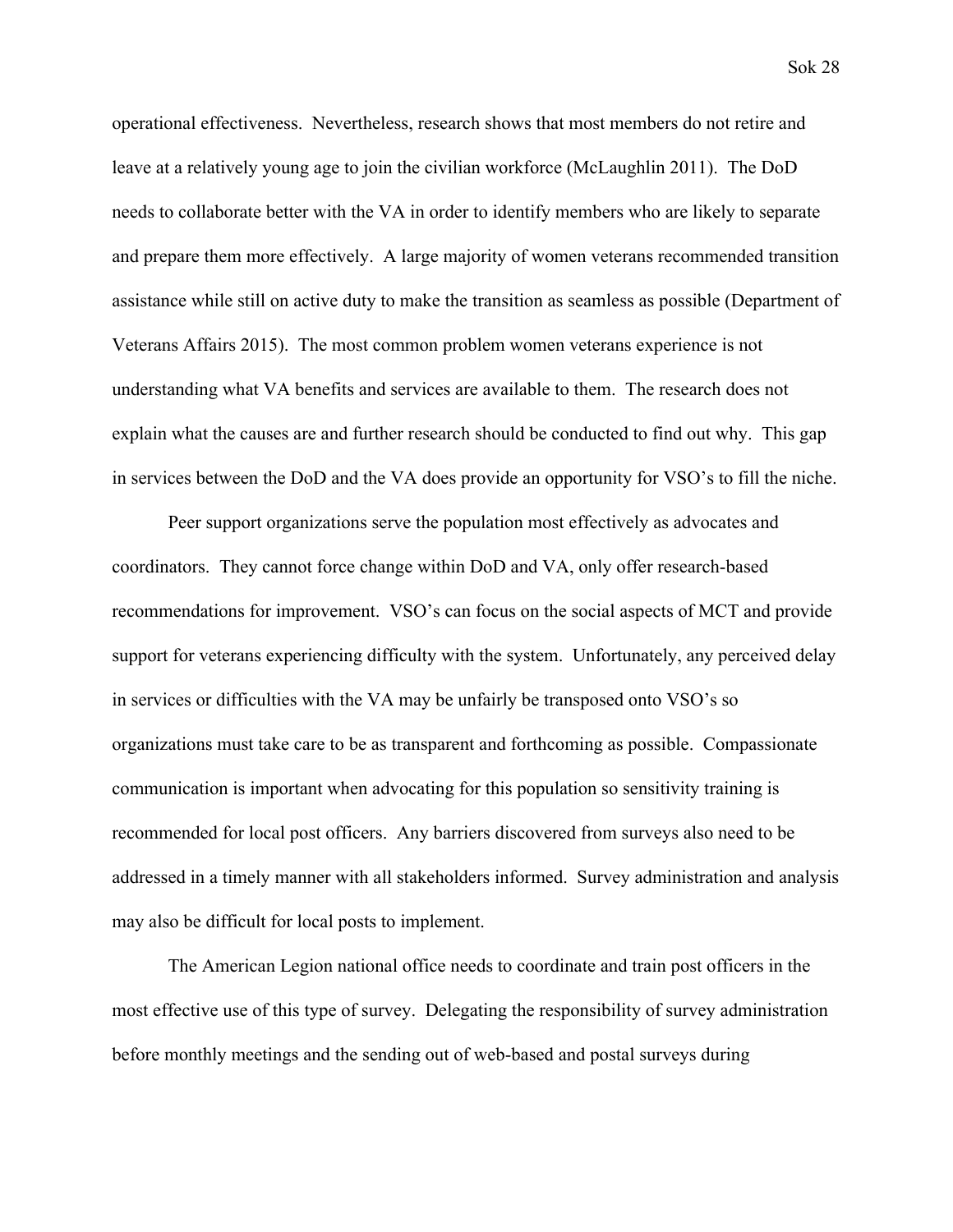operational effectiveness. Nevertheless, research shows that most members do not retire and leave at a relatively young age to join the civilian workforce (McLaughlin 2011). The DoD needs to collaborate better with the VA in order to identify members who are likely to separate and prepare them more effectively. A large majority of women veterans recommended transition assistance while still on active duty to make the transition as seamless as possible (Department of Veterans Affairs 2015). The most common problem women veterans experience is not understanding what VA benefits and services are available to them. The research does not explain what the causes are and further research should be conducted to find out why. This gap in services between the DoD and the VA does provide an opportunity for VSO's to fill the niche.

Peer support organizations serve the population most effectively as advocates and coordinators. They cannot force change within DoD and VA, only offer research-based recommendations for improvement. VSO's can focus on the social aspects of MCT and provide support for veterans experiencing difficulty with the system. Unfortunately, any perceived delay in services or difficulties with the VA may be unfairly be transposed onto VSO's so organizations must take care to be as transparent and forthcoming as possible. Compassionate communication is important when advocating for this population so sensitivity training is recommended for local post officers. Any barriers discovered from surveys also need to be addressed in a timely manner with all stakeholders informed. Survey administration and analysis may also be difficult for local posts to implement.

The American Legion national office needs to coordinate and train post officers in the most effective use of this type of survey. Delegating the responsibility of survey administration before monthly meetings and the sending out of web-based and postal surveys during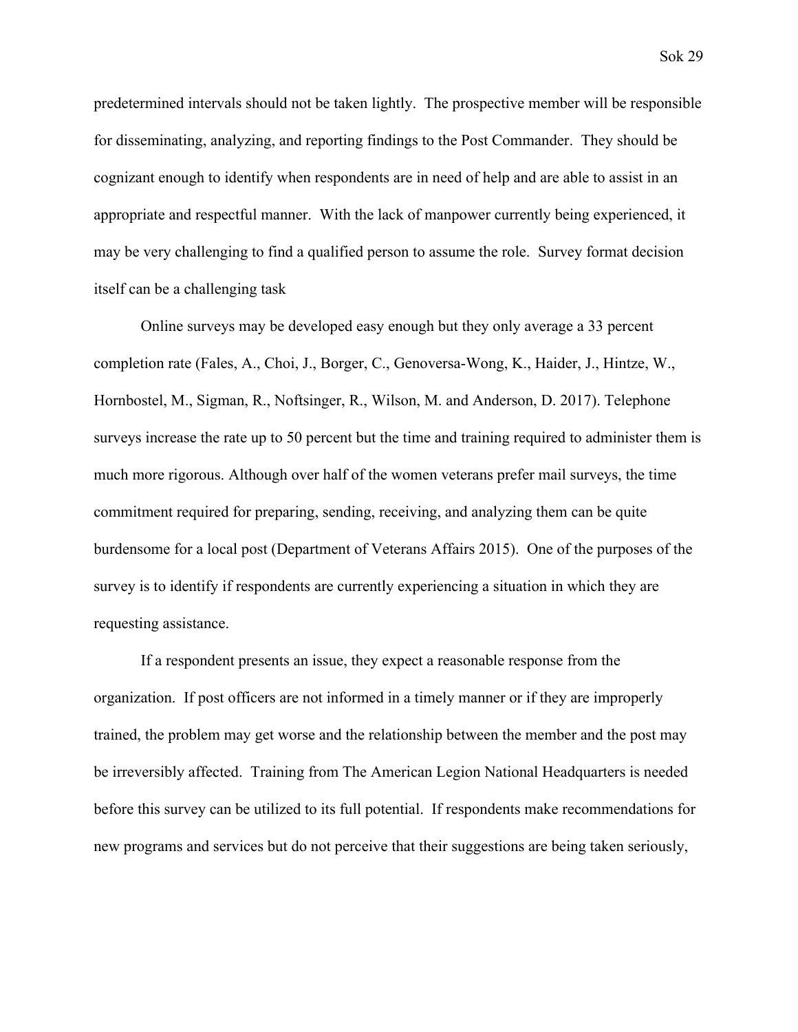predetermined intervals should not be taken lightly. The prospective member will be responsible for disseminating, analyzing, and reporting findings to the Post Commander. They should be cognizant enough to identify when respondents are in need of help and are able to assist in an appropriate and respectful manner. With the lack of manpower currently being experienced, it may be very challenging to find a qualified person to assume the role. Survey format decision itself can be a challenging task

Online surveys may be developed easy enough but they only average a 33 percent completion rate (Fales, A., Choi, J., Borger, C., Genoversa-Wong, K., Haider, J., Hintze, W., Hornbostel, M., Sigman, R., Noftsinger, R., Wilson, M. and Anderson, D. 2017). Telephone surveys increase the rate up to 50 percent but the time and training required to administer them is much more rigorous. Although over half of the women veterans prefer mail surveys, the time commitment required for preparing, sending, receiving, and analyzing them can be quite burdensome for a local post (Department of Veterans Affairs 2015). One of the purposes of the survey is to identify if respondents are currently experiencing a situation in which they are requesting assistance.

If a respondent presents an issue, they expect a reasonable response from the organization. If post officers are not informed in a timely manner or if they are improperly trained, the problem may get worse and the relationship between the member and the post may be irreversibly affected. Training from The American Legion National Headquarters is needed before this survey can be utilized to its full potential. If respondents make recommendations for new programs and services but do not perceive that their suggestions are being taken seriously,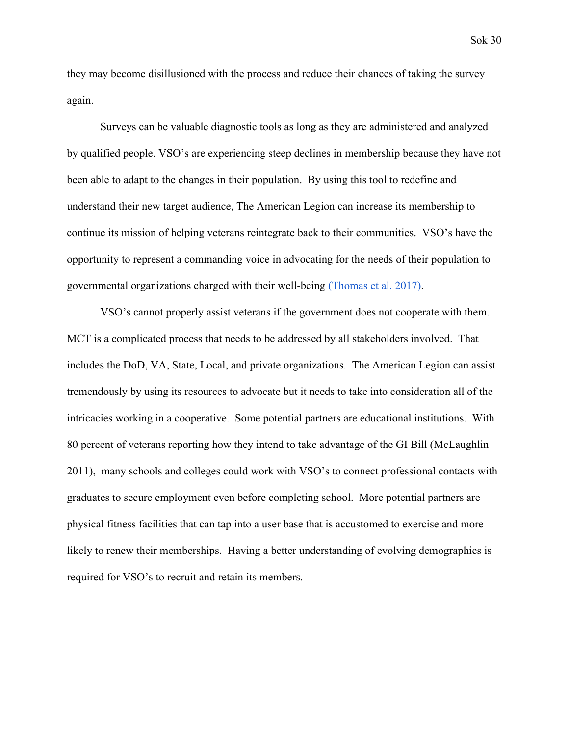they may become disillusioned with the process and reduce their chances of taking the survey again.

Surveys can be valuable diagnostic tools as long as they are administered and analyzed by qualified people. VSO's are experiencing steep declines in membership because they have not been able to adapt to the changes in their population. By using this tool to redefine and understand their new target audience, The American Legion can increase its membership to continue its mission of helping veterans reintegrate back to their communities. VSO's have the opportunity to represent a commanding voice in advocating for the needs of their population to governmental organizations charged with their well-being (Thomas et al. 2017).

VSO's cannot properly assist veterans if the government does not cooperate with them. MCT is a complicated process that needs to be addressed by all stakeholders involved. That includes the DoD, VA, State, Local, and private organizations. The American Legion can assist tremendously by using its resources to advocate but it needs to take into consideration all of the intricacies working in a cooperative. Some potential partners are educational institutions. With 80 percent of veterans reporting how they intend to take advantage of the GI Bill (McLaughlin 2011), many schools and colleges could work with VSO's to connect professional contacts with graduates to secure employment even before completing school. More potential partners are physical fitness facilities that can tap into a user base that is accustomed to exercise and more likely to renew their memberships. Having a better understanding of evolving demographics is required for VSO's to recruit and retain its members.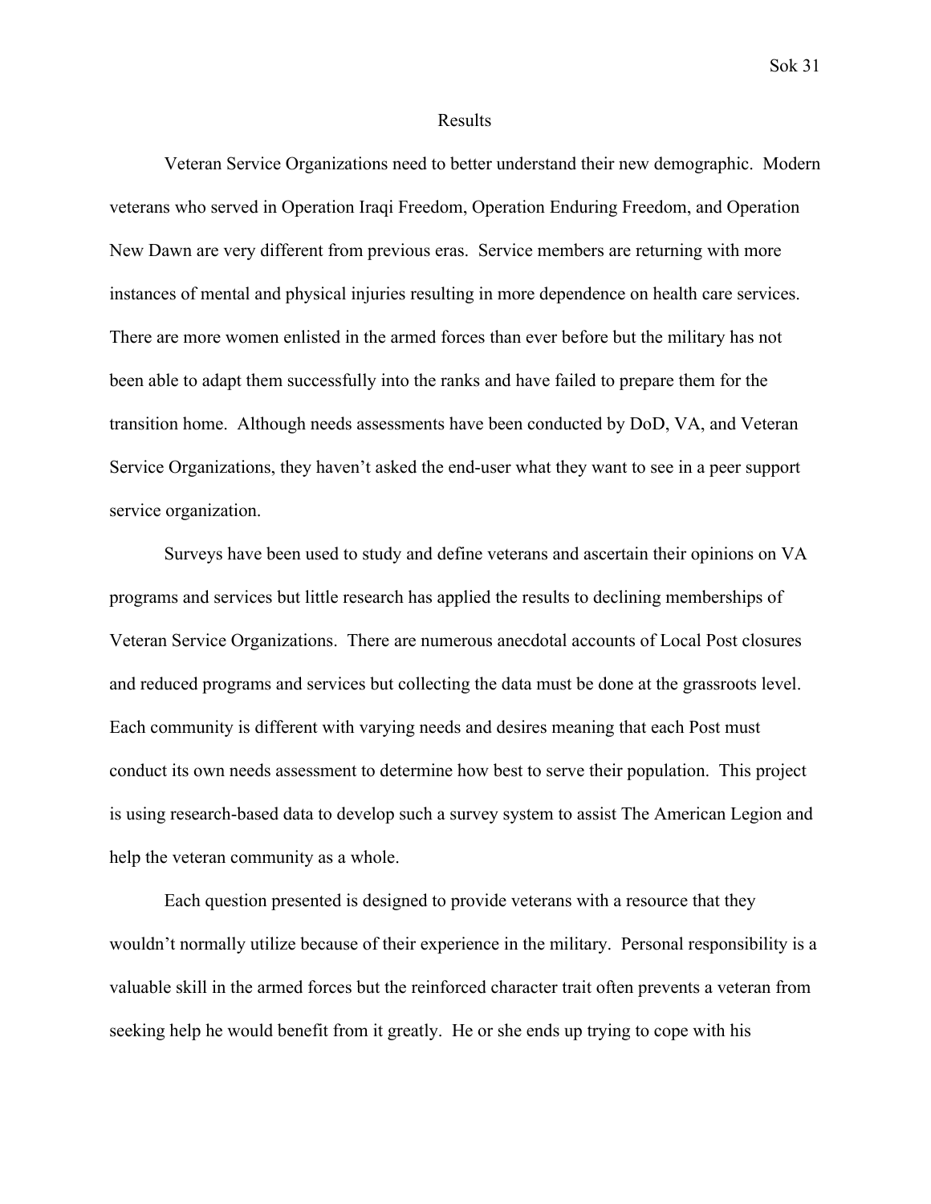# Results

Veteran Service Organizations need to better understand their new demographic. Modern veterans who served in Operation Iraqi Freedom, Operation Enduring Freedom, and Operation New Dawn are very different from previous eras. Service members are returning with more instances of mental and physical injuries resulting in more dependence on health care services. There are more women enlisted in the armed forces than ever before but the military has not been able to adapt them successfully into the ranks and have failed to prepare them for the transition home. Although needs assessments have been conducted by DoD, VA, and Veteran Service Organizations, they haven't asked the end-user what they want to see in a peer support service organization.

Surveys have been used to study and define veterans and ascertain their opinions on VA programs and services but little research has applied the results to declining memberships of Veteran Service Organizations. There are numerous anecdotal accounts of Local Post closures and reduced programs and services but collecting the data must be done at the grassroots level. Each community is different with varying needs and desires meaning that each Post must conduct its own needs assessment to determine how best to serve their population. This project is using research-based data to develop such a survey system to assist The American Legion and help the veteran community as a whole.

Each question presented is designed to provide veterans with a resource that they wouldn't normally utilize because of their experience in the military. Personal responsibility is a valuable skill in the armed forces but the reinforced character trait often prevents a veteran from seeking help he would benefit from it greatly. He or she ends up trying to cope with his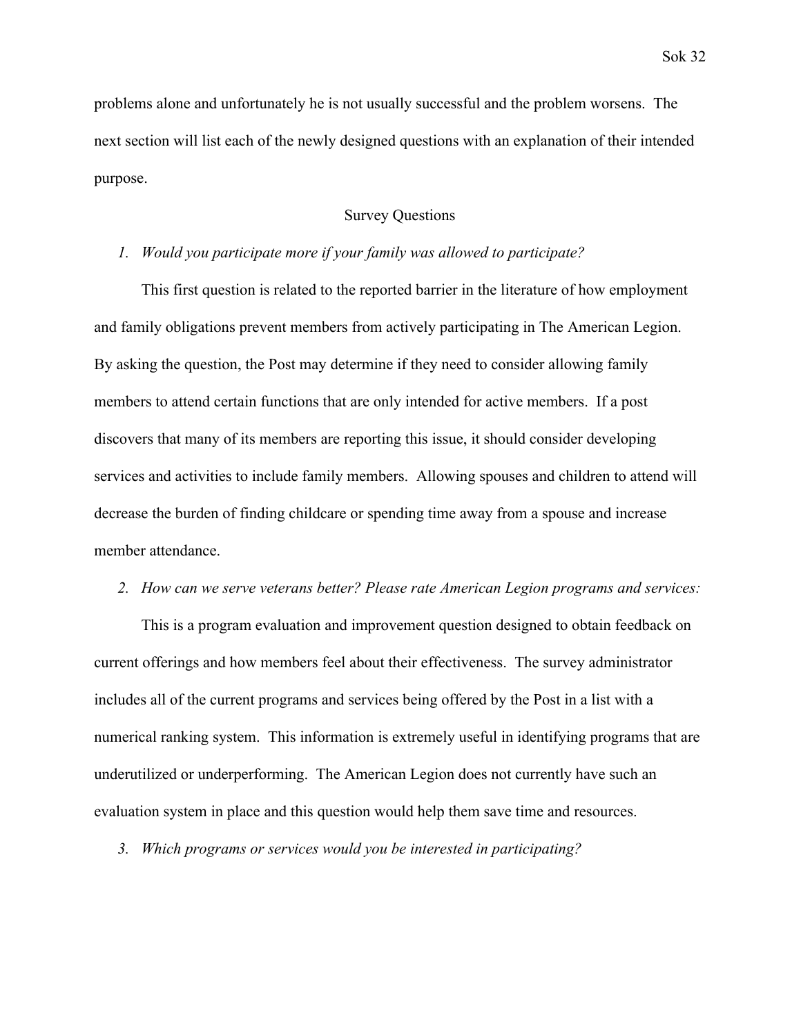problems alone and unfortunately he is not usually successful and the problem worsens. The next section will list each of the newly designed questions with an explanation of their intended purpose.

## Survey Questions

1. *Would you participate more if your family was allowed to participate?*

This first question is related to the reported barrier in the literature of how employment and family obligations prevent members from actively participating in The American Legion. By asking the question, the Post may determine if they need to consider allowing family members to attend certain functions that are only intended for active members. If a post discovers that many of its members are reporting this issue, it should consider developing services and activities to include family members. Allowing spouses and children to attend will decrease the burden of finding childcare or spending time away from a spouse and increase member attendance.

2. *How can we serve veterans better? Please rate American Legion programs and services:*

This is a program evaluation and improvement question designed to obtain feedback on current offerings and how members feel about their effectiveness. The survey administrator includes all of the current programs and services being offered by the Post in a list with a numerical ranking system. This information is extremely useful in identifying programs that are underutilized or underperforming. The American Legion does not currently have such an evaluation system in place and this question would help them save time and resources.

3. *Which programs or services would you be interested in participating?*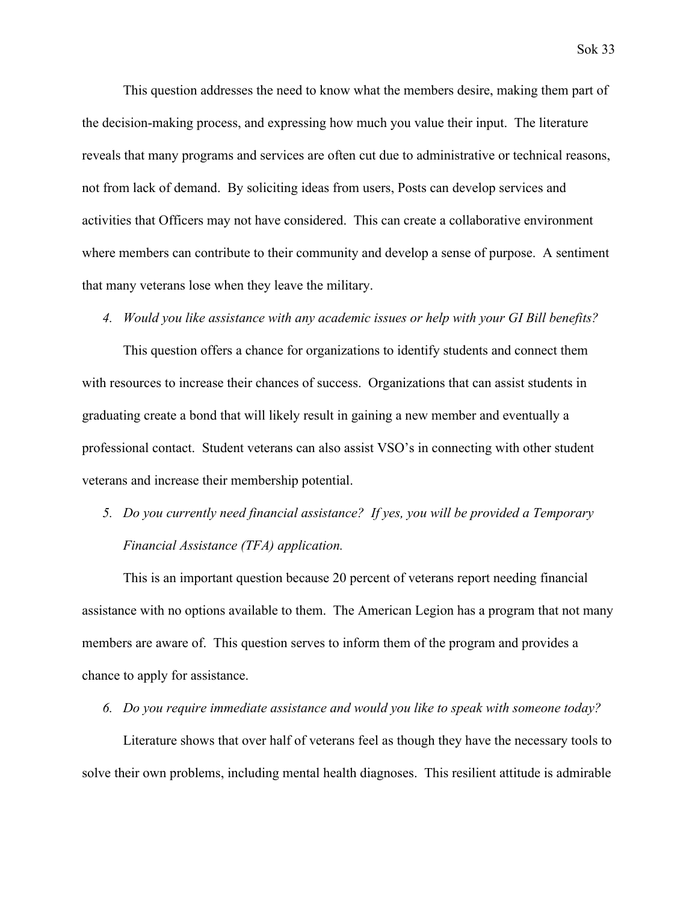This question addresses the need to know what the members desire, making them part of the decision-making process, and expressing how much you value their input. The literature reveals that many programs and services are often cut due to administrative or technical reasons, not from lack of demand. By soliciting ideas from users, Posts can develop services and activities that Officers may not have considered. This can create a collaborative environment where members can contribute to their community and develop a sense of purpose. A sentiment that many veterans lose when they leave the military.

4. *Would you like assistance with any academic issues or help with your GI Bill benefits?*

This question offers a chance for organizations to identify students and connect them with resources to increase their chances of success. Organizations that can assist students in graduating create a bond that will likely result in gaining a new member and eventually a professional contact. Student veterans can also assist VSO's in connecting with other student veterans and increase their membership potential.

5. *Do you currently need financial assistance? If yes, you will be provided a Temporary Financial Assistance (TFA) application.*

This is an important question because 20 percent of veterans report needing financial assistance with no options available to them. The American Legion has a program that not many members are aware of. This question serves to inform them of the program and provides a chance to apply for assistance.

6. *Do you require immediate assistance and would you like to speak with someone today?*

Literature shows that over half of veterans feel as though they have the necessary tools to solve their own problems, including mental health diagnoses. This resilient attitude is admirable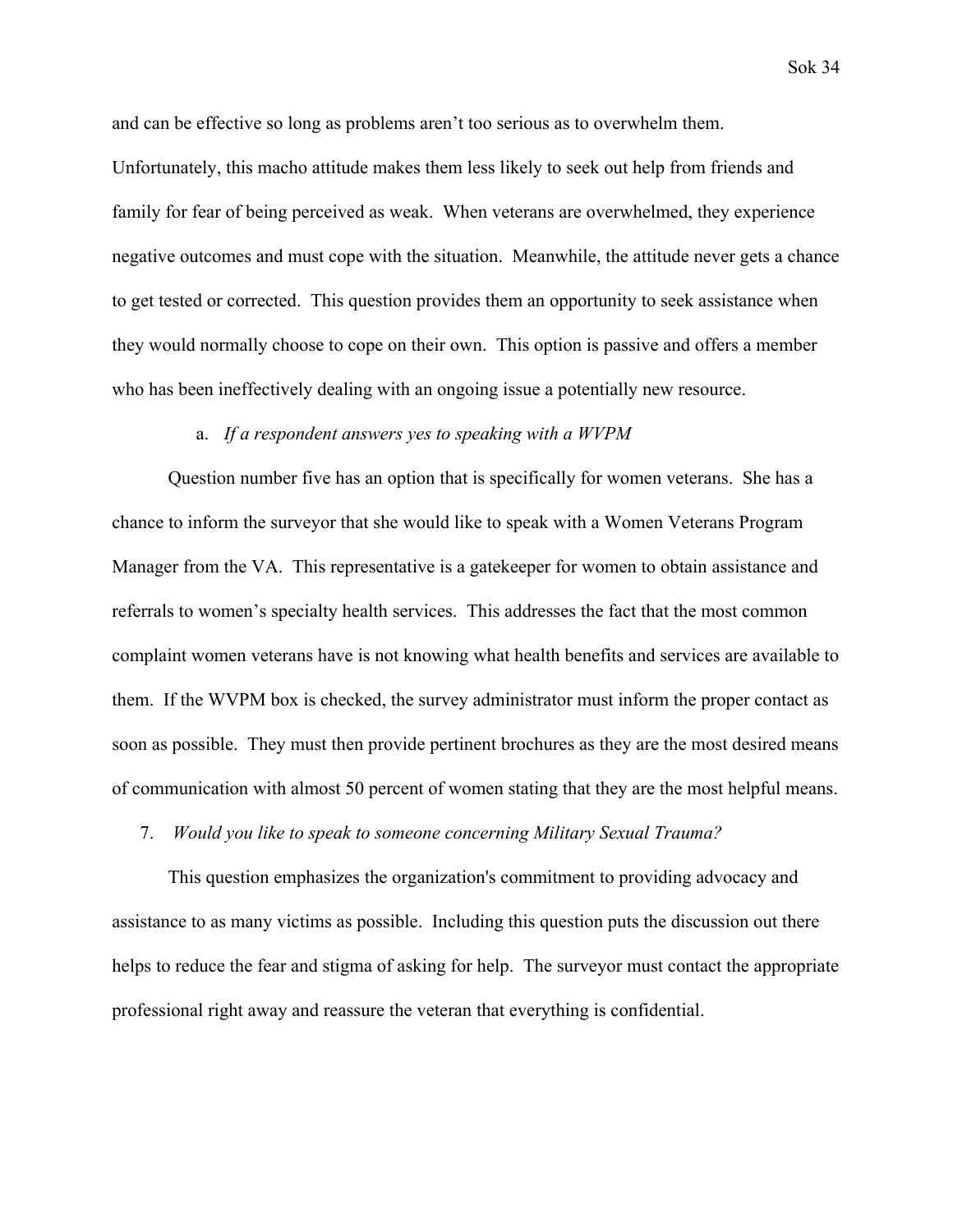and can be effective so long as problems aren't too serious as to overwhelm them. Unfortunately, this macho attitude makes them less likely to seek out help from friends and family for fear of being perceived as weak. When veterans are overwhelmed, they experience negative outcomes and must cope with the situation. Meanwhile, the attitude never gets a chance to get tested or corrected. This question provides them an opportunity to seek assistance when they would normally choose to cope on their own. This option is passive and offers a member who has been ineffectively dealing with an ongoing issue a potentially new resource.

a. *If a respondent answers yes to speaking with a WVPM*

Question number five has an option that is specifically for women veterans. She has a chance to inform the surveyor that she would like to speak with a Women Veterans Program Manager from the VA. This representative is a gatekeeper for women to obtain assistance and referrals to women's specialty health services. This addresses the fact that the most common complaint women veterans have is not knowing what health benefits and services are available to them. If the WVPM box is checked, the survey administrator must inform the proper contact as soon as possible. They must then provide pertinent brochures as they are the most desired means of communication with almost 50 percent of women stating that they are the most helpful means.

7. *Would you like to speak to someone concerning Military Sexual Trauma?*

This question emphasizes the organization's commitment to providing advocacy and assistance to as many victims as possible. Including this question puts the discussion out there helps to reduce the fear and stigma of asking for help. The surveyor must contact the appropriate professional right away and reassure the veteran that everything is confidential.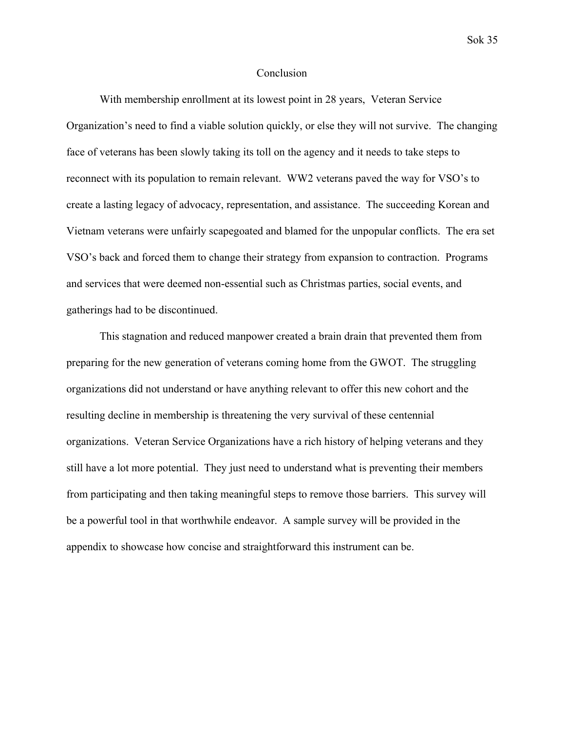## Conclusion

With membership enrollment at its lowest point in 28 years, Veteran Service Organization's need to find a viable solution quickly, or else they will not survive. The changing face of veterans has been slowly taking its toll on the agency and it needs to take steps to reconnect with its population to remain relevant. WW2 veterans paved the way for VSO's to create a lasting legacy of advocacy, representation, and assistance. The succeeding Korean and Vietnam veterans were unfairly scapegoated and blamed for the unpopular conflicts. The era set VSO's back and forced them to change their strategy from expansion to contraction. Programs and services that were deemed non-essential such as Christmas parties, social events, and gatherings had to be discontinued.

This stagnation and reduced manpower created a brain drain that prevented them from preparing for the new generation of veterans coming home from the GWOT. The struggling organizations did not understand or have anything relevant to offer this new cohort and the resulting decline in membership is threatening the very survival of these centennial organizations. Veteran Service Organizations have a rich history of helping veterans and they still have a lot more potential. They just need to understand what is preventing their members from participating and then taking meaningful steps to remove those barriers. This survey will be a powerful tool in that worthwhile endeavor. A sample survey will be provided in the appendix to showcase how concise and straightforward this instrument can be.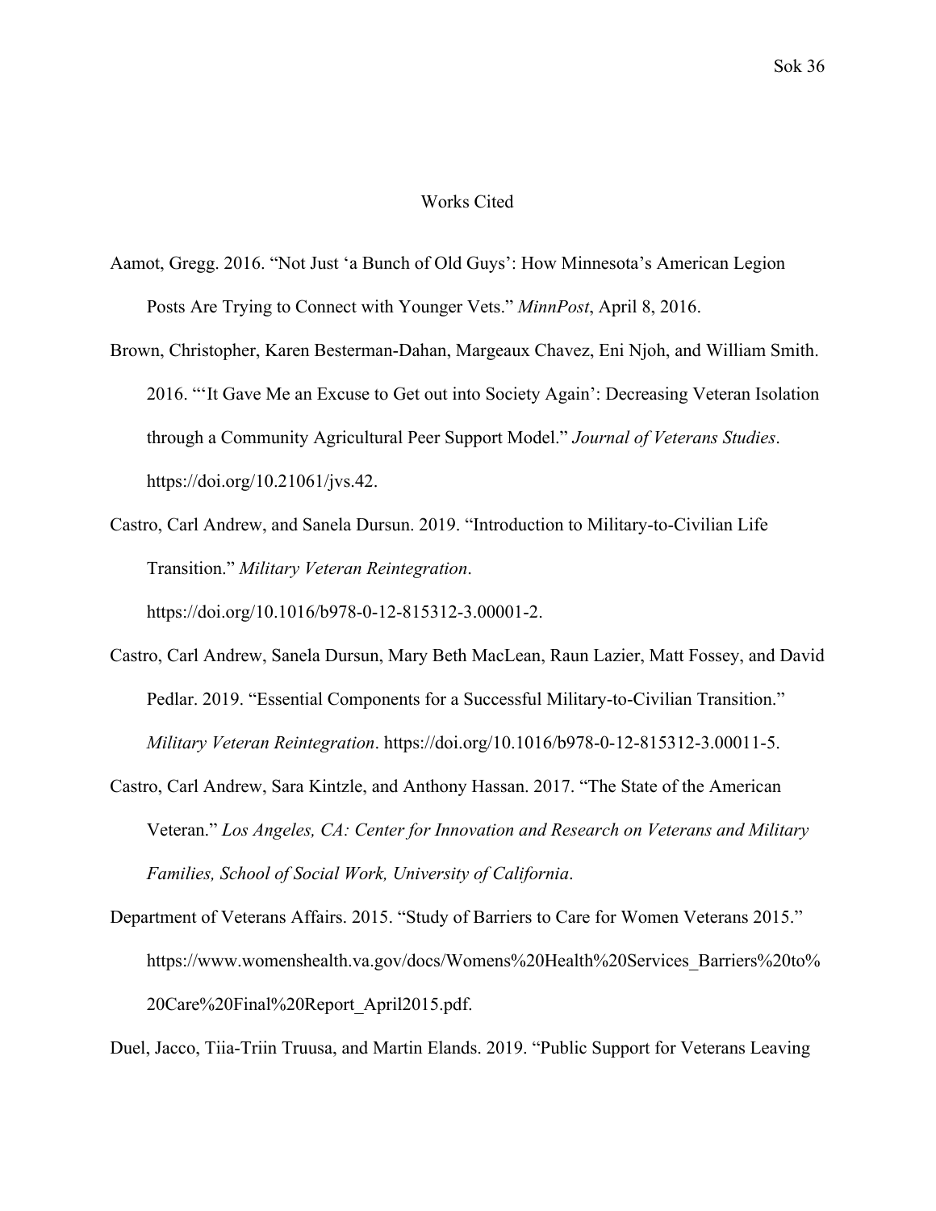# Works Cited

Aamot, Gregg. 2016. "Not Just 'a Bunch of Old Guys': How Minnesota's American Legion Posts Are Trying to Connect with Younger Vets." *MinnPost*, April 8, 2016.

Brown, Christopher, Karen Besterman-Dahan, Margeaux Chavez, Eni Njoh, and William Smith. 2016. "'It Gave Me an Excuse to Get out into Society Again': Decreasing Veteran Isolation through a Community Agricultural Peer Support Model." *Journal of Veterans Studies*. https://doi.org/10.21061/jvs.42.

Castro, Carl Andrew, and Sanela Dursun. 2019. "Introduction to Military-to-Civilian Life Transition." *Military Veteran Reintegration*. https://doi.org/10.1016/b978-0-12-815312-3.00001-2.

Castro, Carl Andrew, Sanela Dursun, Mary Beth MacLean, Raun Lazier, Matt Fossey, and David Pedlar. 2019. "Essential Components for a Successful Military-to-Civilian Transition." *Military Veteran Reintegration*. https://doi.org/10.1016/b978-0-12-815312-3.00011-5.

Castro, Carl Andrew, Sara Kintzle, and Anthony Hassan. 2017. "The State of the American Veteran." *Los Angeles, CA: Center for Innovation and Research on Veterans and Military Families, School of Social Work, University of California*.

Department of Veterans Affairs. 2015. "Study of Barriers to Care for Women Veterans 2015." https://www.womenshealth.va.gov/docs/Womens%20Health%20Services_Barriers%20to%20Care%20Final%20Report_April2015.pdf.

Duel, Jacco, Tiia-Triin Truusa, and Martin Elands. 2019. "Public Support for Veterans Leaving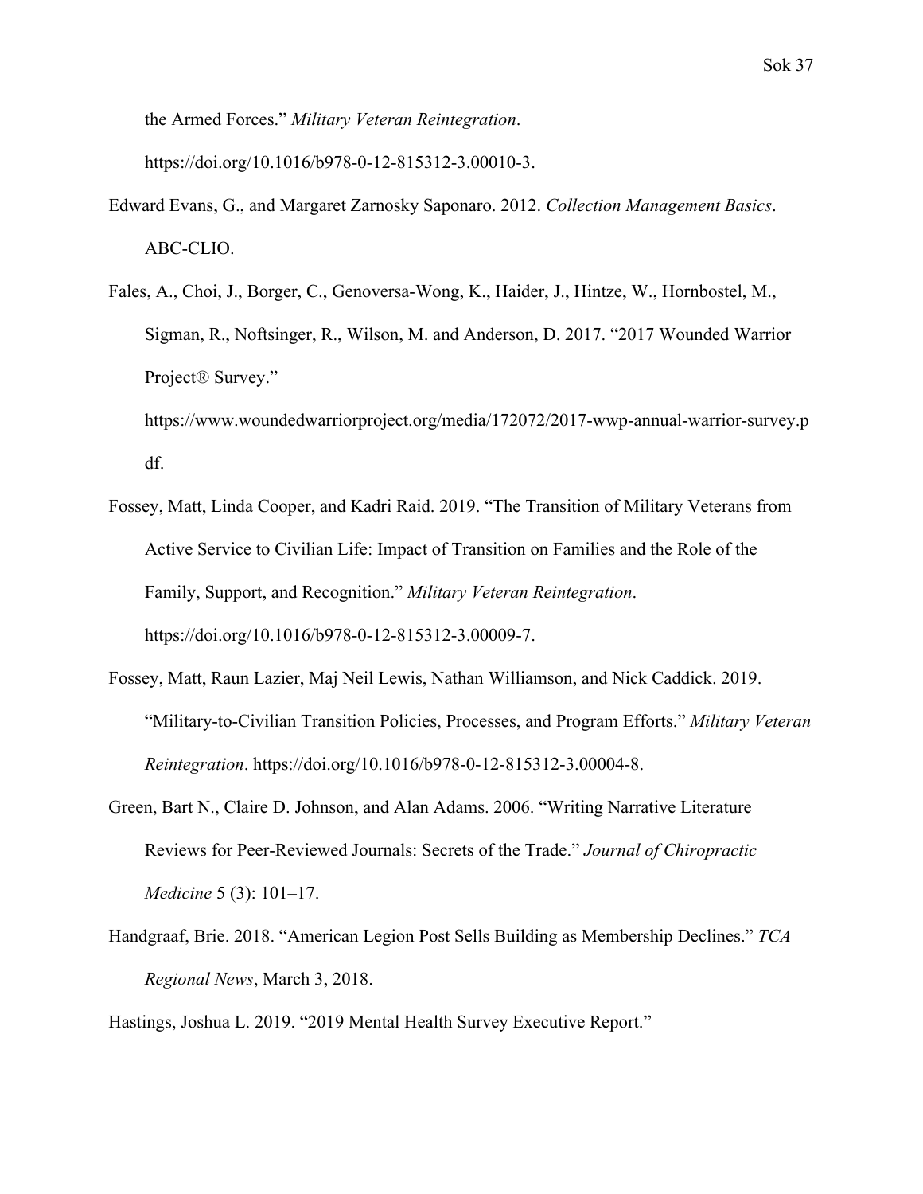the Armed Forces." *Military Veteran Reintegration*. https://doi.org/10.1016/b978-0-12-815312-3.00010-3.

Edward Evans, G., and Margaret Zarnosky Saponaro. 2012. *Collection Management Basics*. ABC-CLIO.

Fales, A., Choi, J., Borger, C., Genoversa-Wong, K., Haider, J., Hintze, W., Hornbostel, M., Sigman, R., Noftsinger, R., Wilson, M. and Anderson, D. 2017. "2017 Wounded Warrior Project® Survey." https://www.woundedwarriorproject.org/media/172072/2017-wwp-annual-warrior-survey.pdf.

Fossey, Matt, Linda Cooper, and Kadri Raid. 2019. "The Transition of Military Veterans from Active Service to Civilian Life: Impact of Transition on Families and the Role of the Family, Support, and Recognition." *Military Veteran Reintegration*. https://doi.org/10.1016/b978-0-12-815312-3.00009-7.

Fossey, Matt, Raun Lazier, Maj Neil Lewis, Nathan Williamson, and Nick Caddick. 2019. "Military-to-Civilian Transition Policies, Processes, and Program Efforts." *Military Veteran Reintegration*. https://doi.org/10.1016/b978-0-12-815312-3.00004-8.

Green, Bart N., Claire D. Johnson, and Alan Adams. 2006. "Writing Narrative Literature Reviews for Peer-Reviewed Journals: Secrets of the Trade." *Journal of Chiropractic Medicine* 5 (3): 101–17.

Handgraaf, Brie. 2018. "American Legion Post Sells Building as Membership Declines." *TCA Regional News*, March 3, 2018.

Hastings, Joshua L. 2019. "2019 Mental Health Survey Executive Report."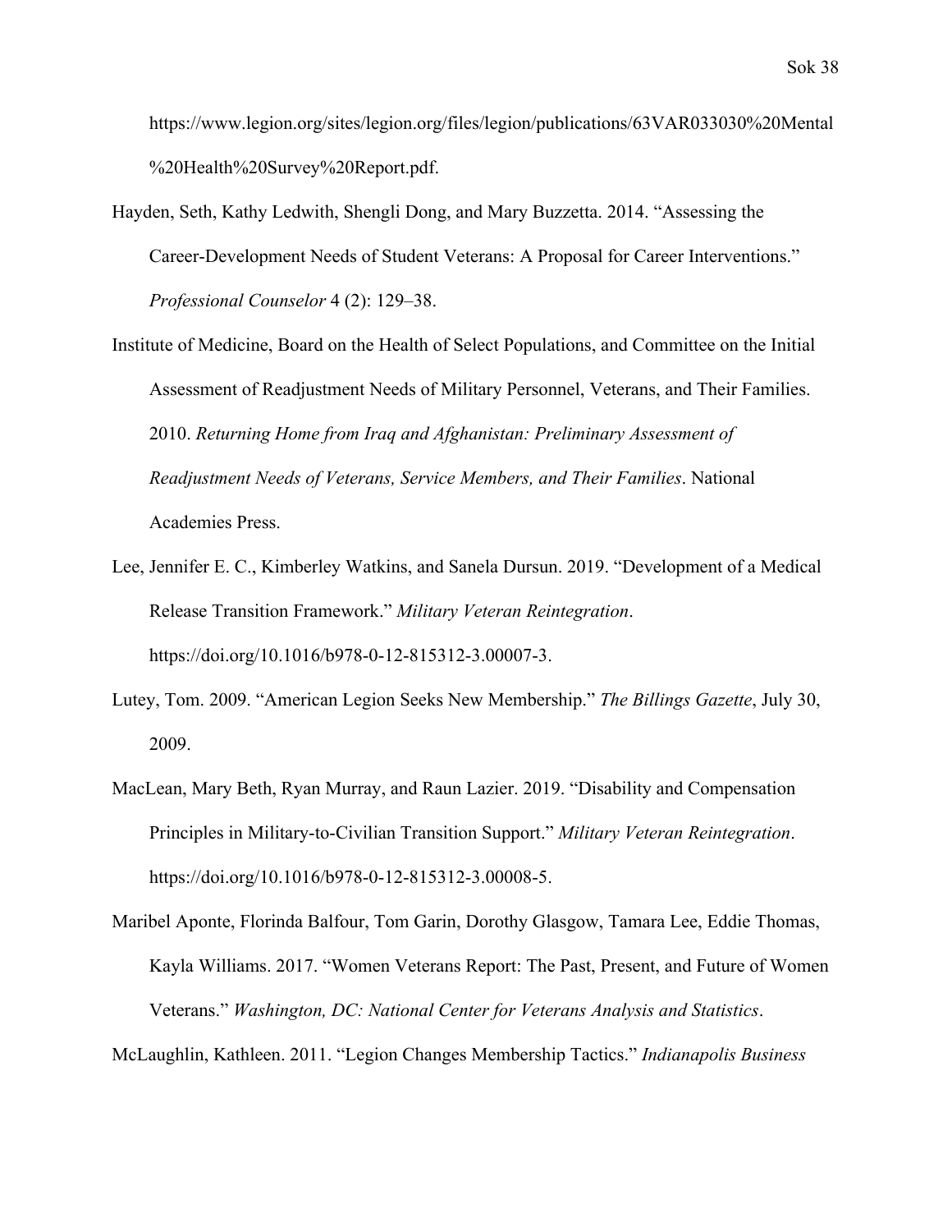https://www.legion.org/sites/legion.org/files/legion/publications/63VAR033030%20Mental%20Health%20Survey%20Report.pdf.

Hayden, Seth, Kathy Ledwith, Shengli Dong, and Mary Buzzetta. 2014. "Assessing the Career-Development Needs of Student Veterans: A Proposal for Career Interventions." *Professional Counselor* 4 (2): 129–38.

Institute of Medicine, Board on the Health of Select Populations, and Committee on the Initial Assessment of Readjustment Needs of Military Personnel, Veterans, and Their Families. 2010. *Returning Home from Iraq and Afghanistan: Preliminary Assessment of Readjustment Needs of Veterans, Service Members, and Their Families*. National Academies Press.

Lee, Jennifer E. C., Kimberley Watkins, and Sanela Dursun. 2019. "Development of a Medical Release Transition Framework." *Military Veteran Reintegration*. https://doi.org/10.1016/b978-0-12-815312-3.00007-3.

Lutey, Tom. 2009. "American Legion Seeks New Membership." *The Billings Gazette*, July 30, 2009.

MacLean, Mary Beth, Ryan Murray, and Raun Lazier. 2019. "Disability and Compensation Principles in Military-to-Civilian Transition Support." *Military Veteran Reintegration*. https://doi.org/10.1016/b978-0-12-815312-3.00008-5.

Maribel Aponte, Florinda Balfour, Tom Garin, Dorothy Glasgow, Tamara Lee, Eddie Thomas, Kayla Williams. 2017. "Women Veterans Report: The Past, Present, and Future of Women Veterans." *Washington, DC: National Center for Veterans Analysis and Statistics*.

McLaughlin, Kathleen. 2011. "Legion Changes Membership Tactics." *Indianapolis Business*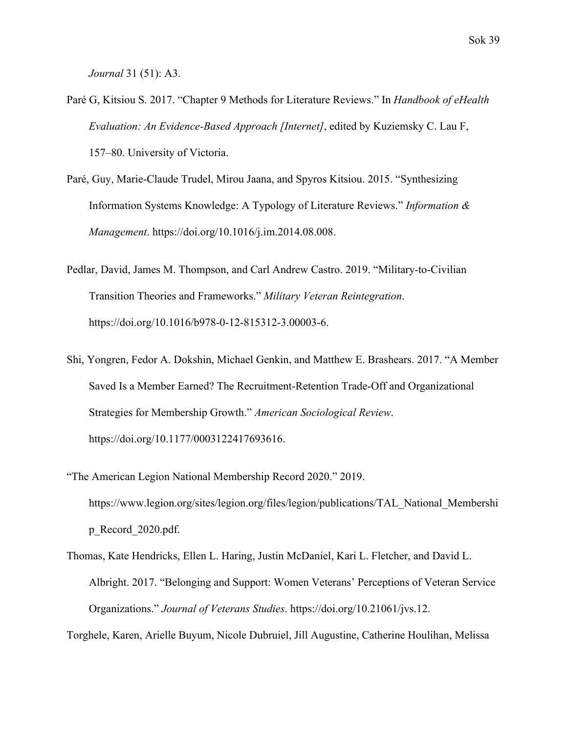*Journal* 31 (51): A3.

Paré G, Kitsiou S. 2017. "Chapter 9 Methods for Literature Reviews." In *Handbook of eHealth Evaluation: An Evidence-Based Approach [Internet]*, edited by Kuziemsky C. Lau F, 157–80. University of Victoria.

Paré, Guy, Marie-Claude Trudel, Mirou Jaana, and Spyros Kitsiou. 2015. "Synthesizing Information Systems Knowledge: A Typology of Literature Reviews." *Information & Management*. https://doi.org/10.1016/j.im.2014.08.008.

Pedlar, David, James M. Thompson, and Carl Andrew Castro. 2019. "Military-to-Civilian Transition Theories and Frameworks." *Military Veteran Reintegration*. https://doi.org/10.1016/b978-0-12-815312-3.00003-6.

Shi, Yongren, Fedor A. Dokshin, Michael Genkin, and Matthew E. Brashears. 2017. "A Member Saved Is a Member Earned? The Recruitment-Retention Trade-Off and Organizational Strategies for Membership Growth." *American Sociological Review*. https://doi.org/10.1177/0003122417693616.

"The American Legion National Membership Record 2020." 2019. https://www.legion.org/sites/legion.org/files/legion/publications/TAL_National_Membership_Record_2020.pdf.

Thomas, Kate Hendricks, Ellen L. Haring, Justin McDaniel, Kari L. Fletcher, and David L. Albright. 2017. "Belonging and Support: Women Veterans' Perceptions of Veteran Service Organizations." *Journal of Veterans Studies*. https://doi.org/10.21061/jvs.12.

Torghele, Karen, Arielle Buyum, Nicole Dubruiel, Jill Augustine, Catherine Houlihan, Melissa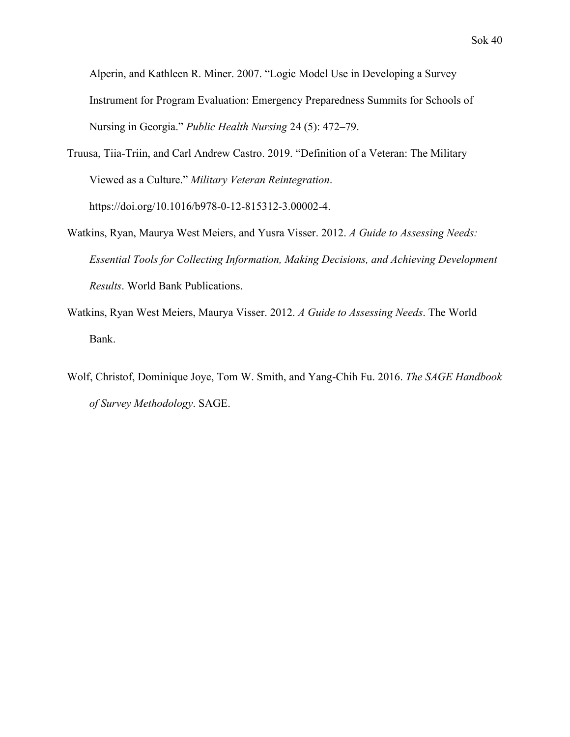Alperin, and Kathleen R. Miner. 2007. "Logic Model Use in Developing a Survey Instrument for Program Evaluation: Emergency Preparedness Summits for Schools of Nursing in Georgia." *Public Health Nursing* 24 (5): 472–79.

Truusa, Tiia-Triin, and Carl Andrew Castro. 2019. "Definition of a Veteran: The Military Viewed as a Culture." *Military Veteran Reintegration*. https://doi.org/10.1016/b978-0-12-815312-3.00002-4.

Watkins, Ryan, Maurya West Meiers, and Yusra Visser. 2012. *A Guide to Assessing Needs: Essential Tools for Collecting Information, Making Decisions, and Achieving Development Results*. World Bank Publications.

Watkins, Ryan West Meiers, Maurya Visser. 2012. *A Guide to Assessing Needs*. The World Bank.

Wolf, Christof, Dominique Joye, Tom W. Smith, and Yang-Chih Fu. 2016. *The SAGE Handbook of Survey Methodology*. SAGE.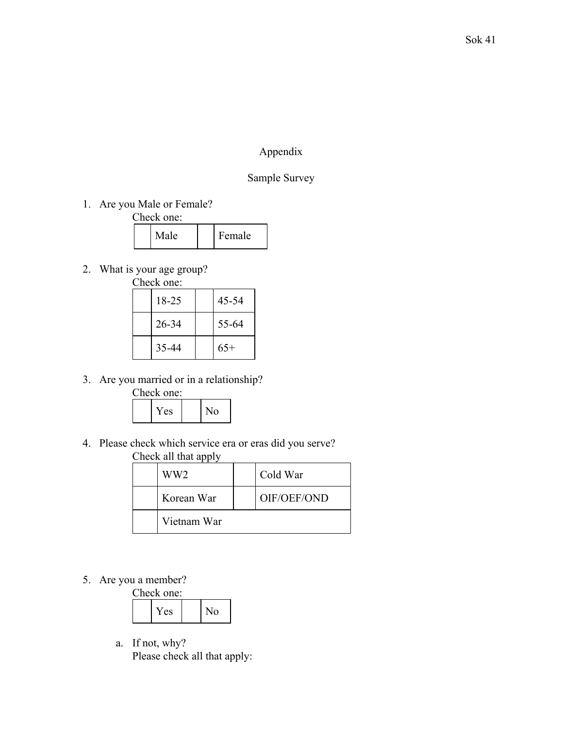# Appendix

## Sample Survey

1. Are you Male or Female?

   Check one:

| | Male | | Female |
|---|---|---|---|

2. What is your age group?

   Check one:

| | 18-25 | | 45-54 |
|---|---|---|---|
| | 26-34 | | 55-64 |
| | 35-44 | | 65+ |

3. Are you married or in a relationship?

   Check one:

| | Yes | | No |
|---|---|---|---|

4. Please check which service era or eras did you serve?

   Check all that apply

| | WW2 | | Cold War |
|---|---|---|---|
| | Korean War | | OIF/OEF/OND |
| | Vietnam War | | |

5. Are you a member?

   Check one:

| | Yes | | No |
|---|---|---|---|

   a. If not, why?

      Please check all that apply: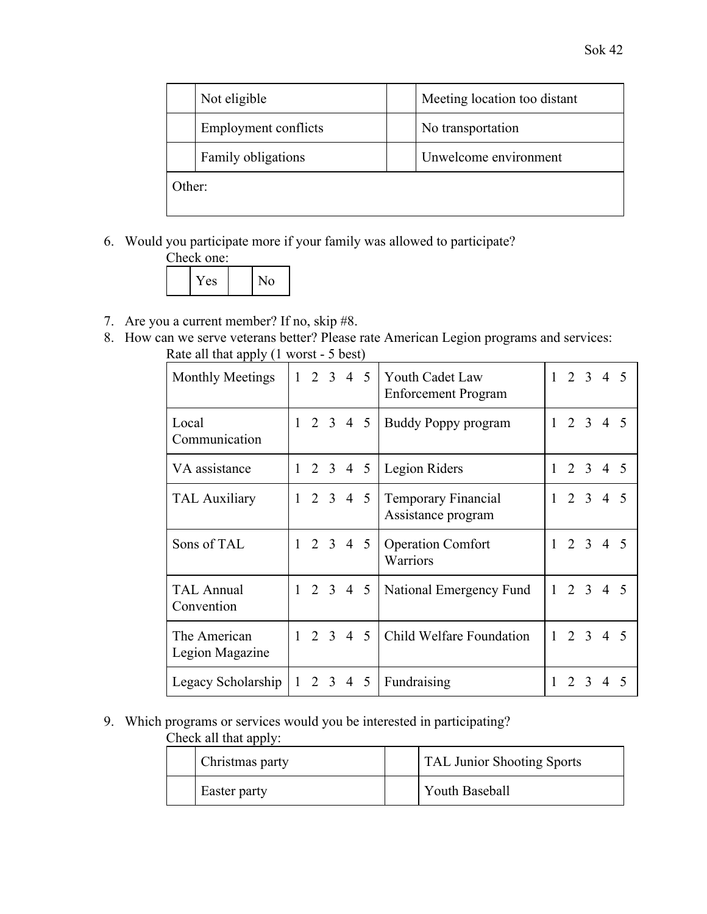| | Not eligible | | Meeting location too distant |
|---|---|---|---|
| | Employment conflicts | | No transportation |
| | Family obligations | | Unwelcome environment |
| Other: | | | |

6. Would you participate more if your family was allowed to participate?

   Check one:

| | Yes | | No |
|---|---|---|---|

7. Are you a current member? If no, skip #8.
8. How can we serve veterans better? Please rate American Legion programs and services:

   Rate all that apply (1 worst - 5 best)

| Monthly Meetings | 1 2 3 4 5 | Youth Cadet Law Enforcement Program | 1 2 3 4 5 |
|---|---|---|---|
| Local Communication | 1 2 3 4 5 | Buddy Poppy program | 1 2 3 4 5 |
| VA assistance | 1 2 3 4 5 | Legion Riders | 1 2 3 4 5 |
| TAL Auxiliary | 1 2 3 4 5 | Temporary Financial Assistance program | 1 2 3 4 5 |
| Sons of TAL | 1 2 3 4 5 | Operation Comfort Warriors | 1 2 3 4 5 |
| TAL Annual Convention | 1 2 3 4 5 | National Emergency Fund | 1 2 3 4 5 |
| The American Legion Magazine | 1 2 3 4 5 | Child Welfare Foundation | 1 2 3 4 5 |
| Legacy Scholarship | 1 2 3 4 5 | Fundraising | 1 2 3 4 5 |

9. Which programs or services would you be interested in participating?

   Check all that apply:

| | Christmas party | | TAL Junior Shooting Sports |
|---|---|---|---|
| | Easter party | | Youth Baseball |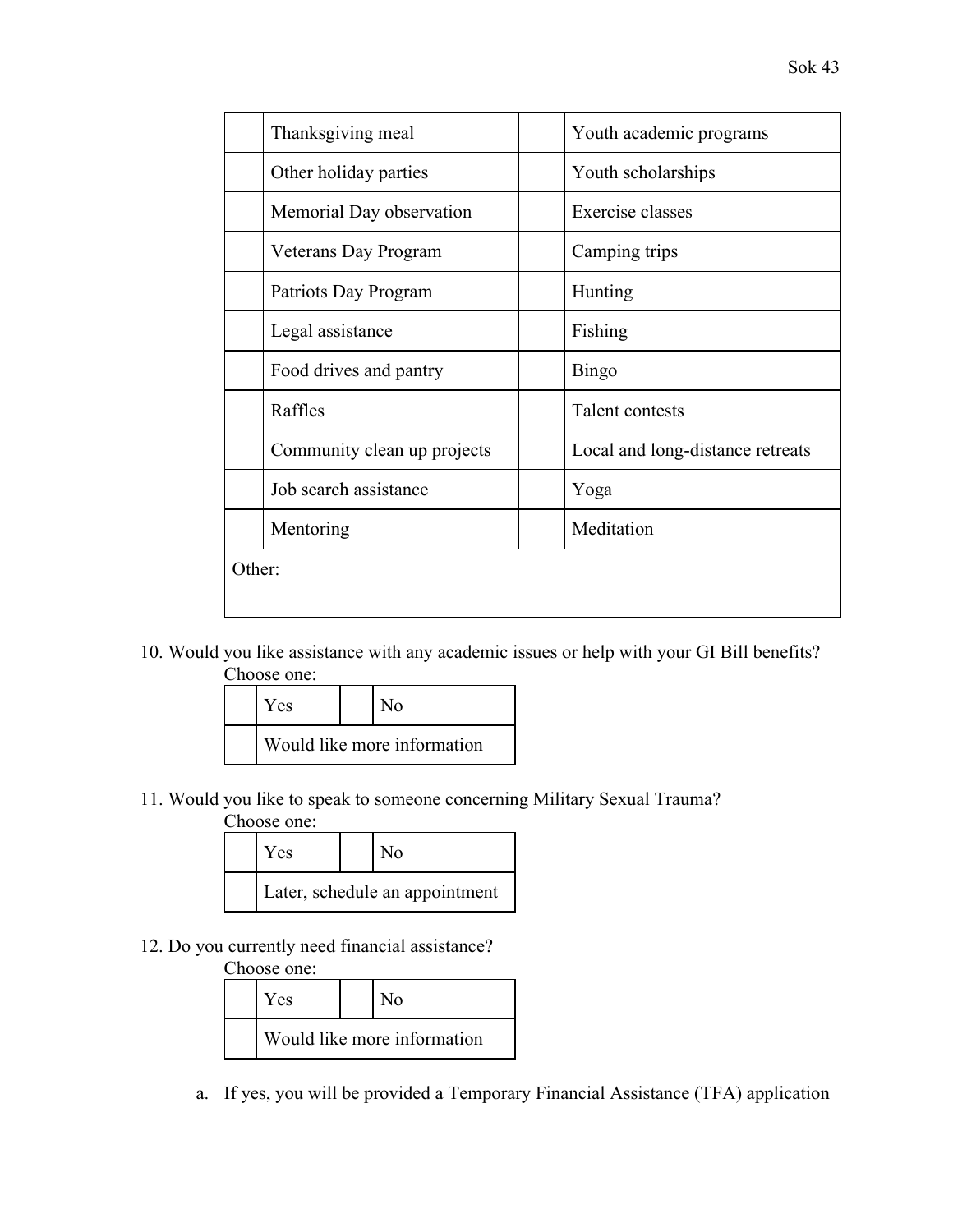| | | | |
|---|---|---|---|
| | Thanksgiving meal | | Youth academic programs |
| | Other holiday parties | | Youth scholarships |
| | Memorial Day observation | | Exercise classes |
| | Veterans Day Program | | Camping trips |
| | Patriots Day Program | | Hunting |
| | Legal assistance | | Fishing |
| | Food drives and pantry | | Bingo |
| | Raffles | | Talent contests |
| | Community clean up projects | | Local and long-distance retreats |
| | Job search assistance | | Yoga |
| | Mentoring | | Meditation |
| Other: | | | |

10. Would you like assistance with any academic issues or help with your GI Bill benefits?
    Choose one:

| | | | |
|---|---|---|---|
| | Yes | | No |
| | Would like more information | | |

11. Would you like to speak to someone concerning Military Sexual Trauma?
    Choose one:

| | | | |
|---|---|---|---|
| | Yes | | No |
| | Later, schedule an appointment | | |

12. Do you currently need financial assistance?
    Choose one:

| | | | |
|---|---|---|---|
| | Yes | | No |
| | Would like more information | | |

    a. If yes, you will be provided a Temporary Financial Assistance (TFA) application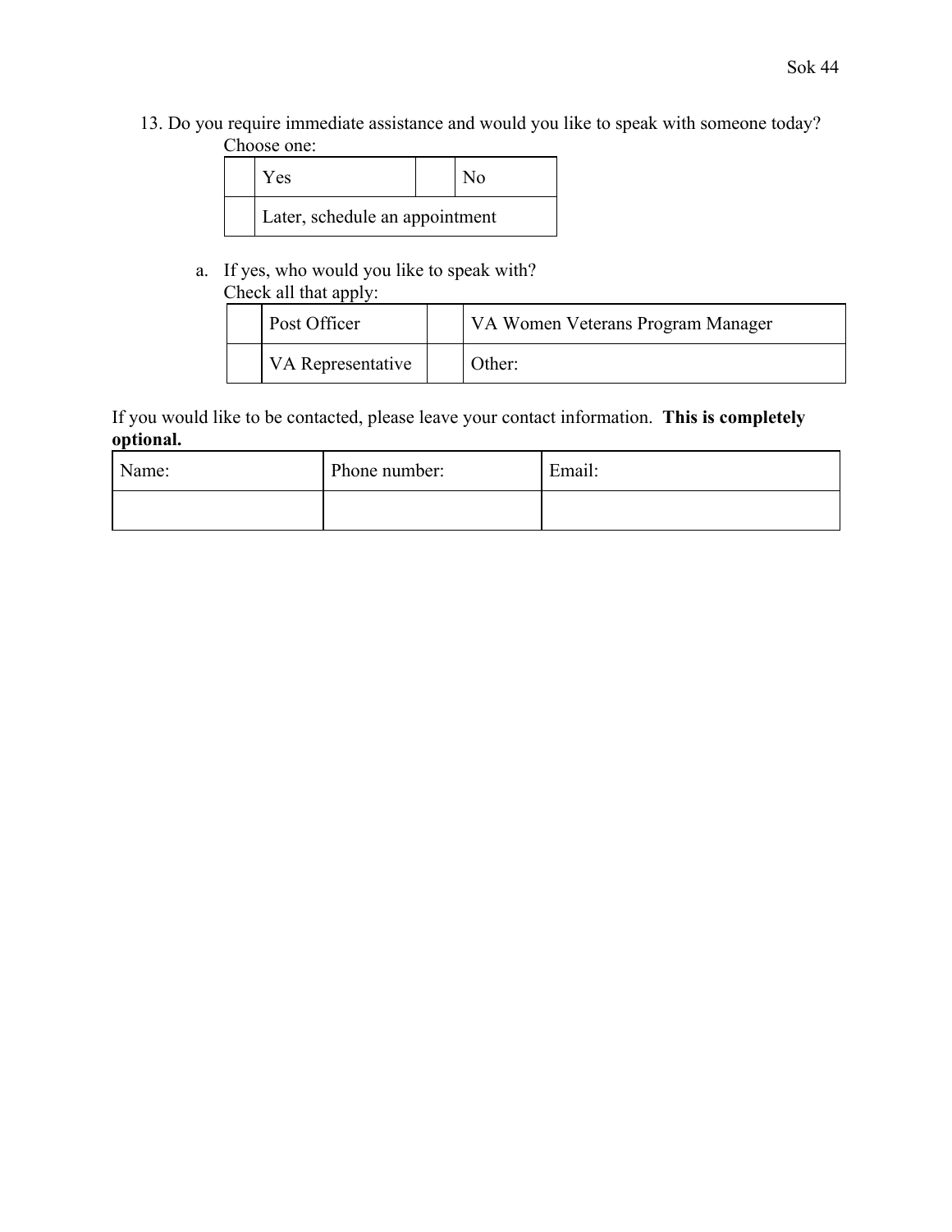13. Do you require immediate assistance and would you like to speak with someone today?
    Choose one:

| | | | |
|---|---|---|---|
| | Yes | | No |
| | Later, schedule an appointment | | |

   a. If yes, who would you like to speak with?
      Check all that apply:

| | | | |
|---|---|---|---|
| | Post Officer | | VA Women Veterans Program Manager |
| | VA Representative | | Other: |

If you would like to be contacted, please leave your contact information. **This is completely optional.**

| Name: | Phone number: | Email: |
|---|---|---|
| | | |